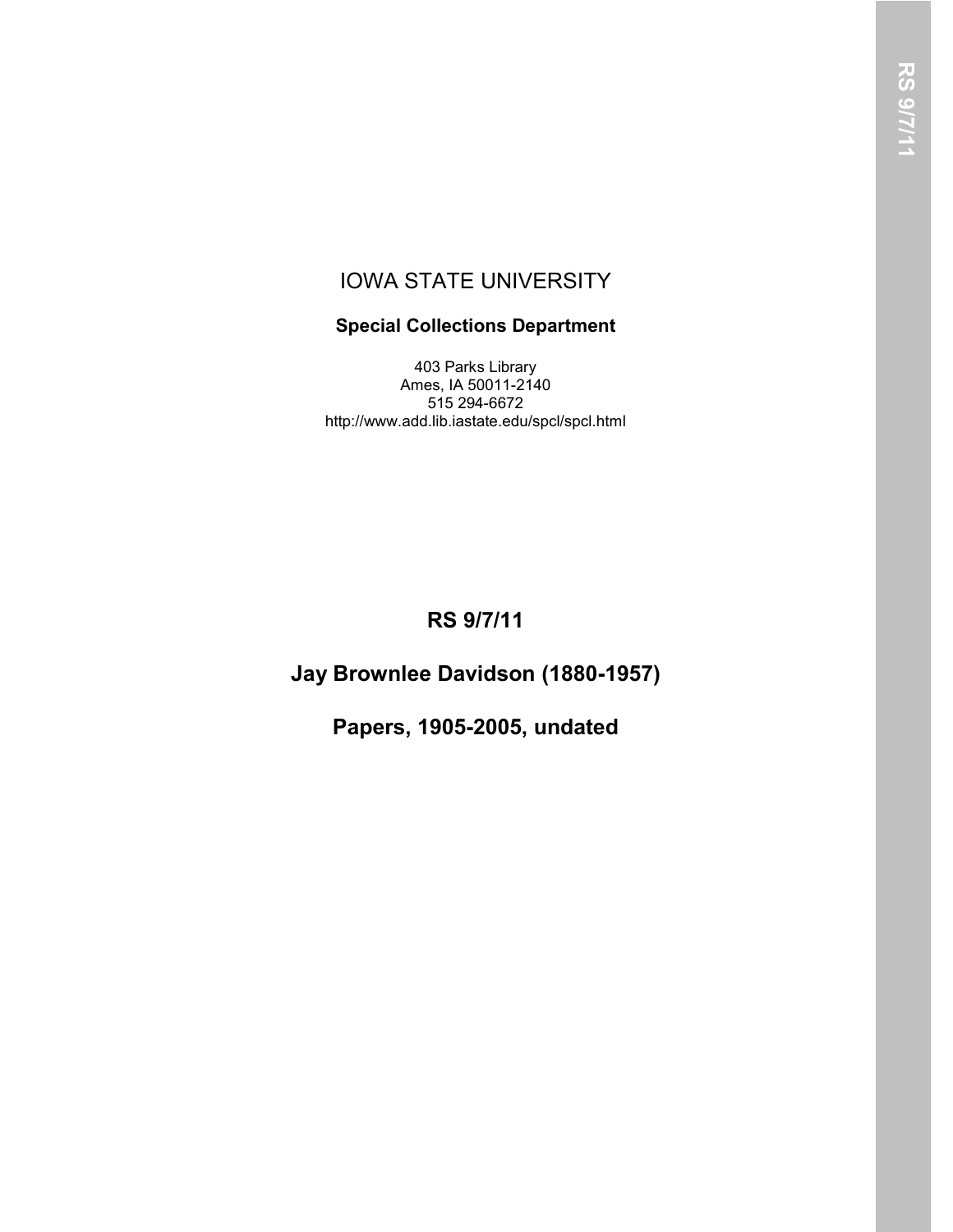IOWA STATE UNIVERSITY

**Special Collections Department**

403 Parks Library
Ames, IA 50011-2140
515 294-6672
http://www.add.lib.iastate.edu/spcl/spcl.html

# RS 9/7/11

# Jay Brownlee Davidson (1880-1957)

# Papers, 1905-2005, undated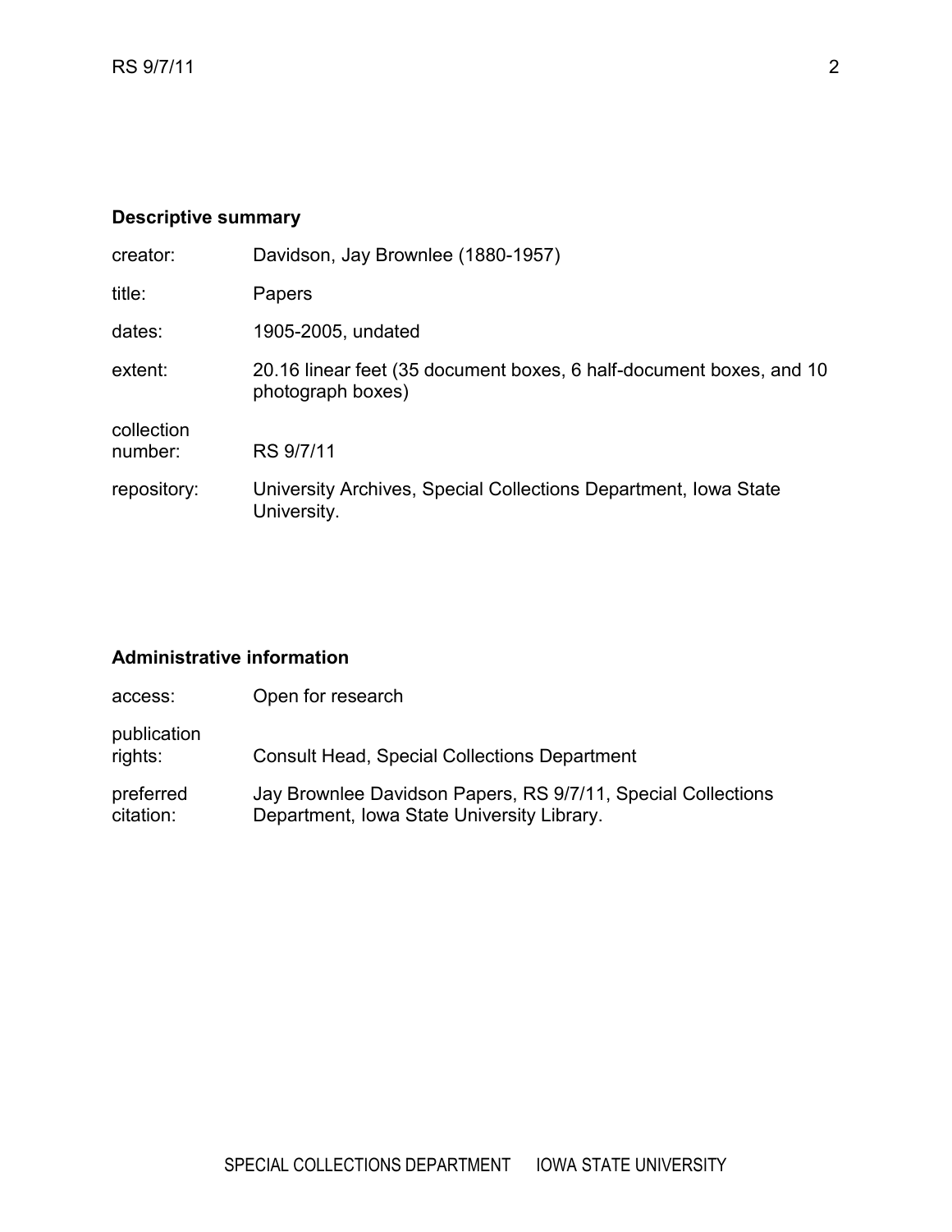## Descriptive summary

| | |
|---|---|
| creator: | Davidson, Jay Brownlee (1880-1957) |
| title: | Papers |
| dates: | 1905-2005, undated |
| extent: | 20.16 linear feet (35 document boxes, 6 half-document boxes, and 10 photograph boxes) |
| collection number: | RS 9/7/11 |
| repository: | University Archives, Special Collections Department, Iowa State University. |

## Administrative information

| | |
|---|---|
| access: | Open for research |
| publication rights: | Consult Head, Special Collections Department |
| preferred citation: | Jay Brownlee Davidson Papers, RS 9/7/11, Special Collections Department, Iowa State University Library. |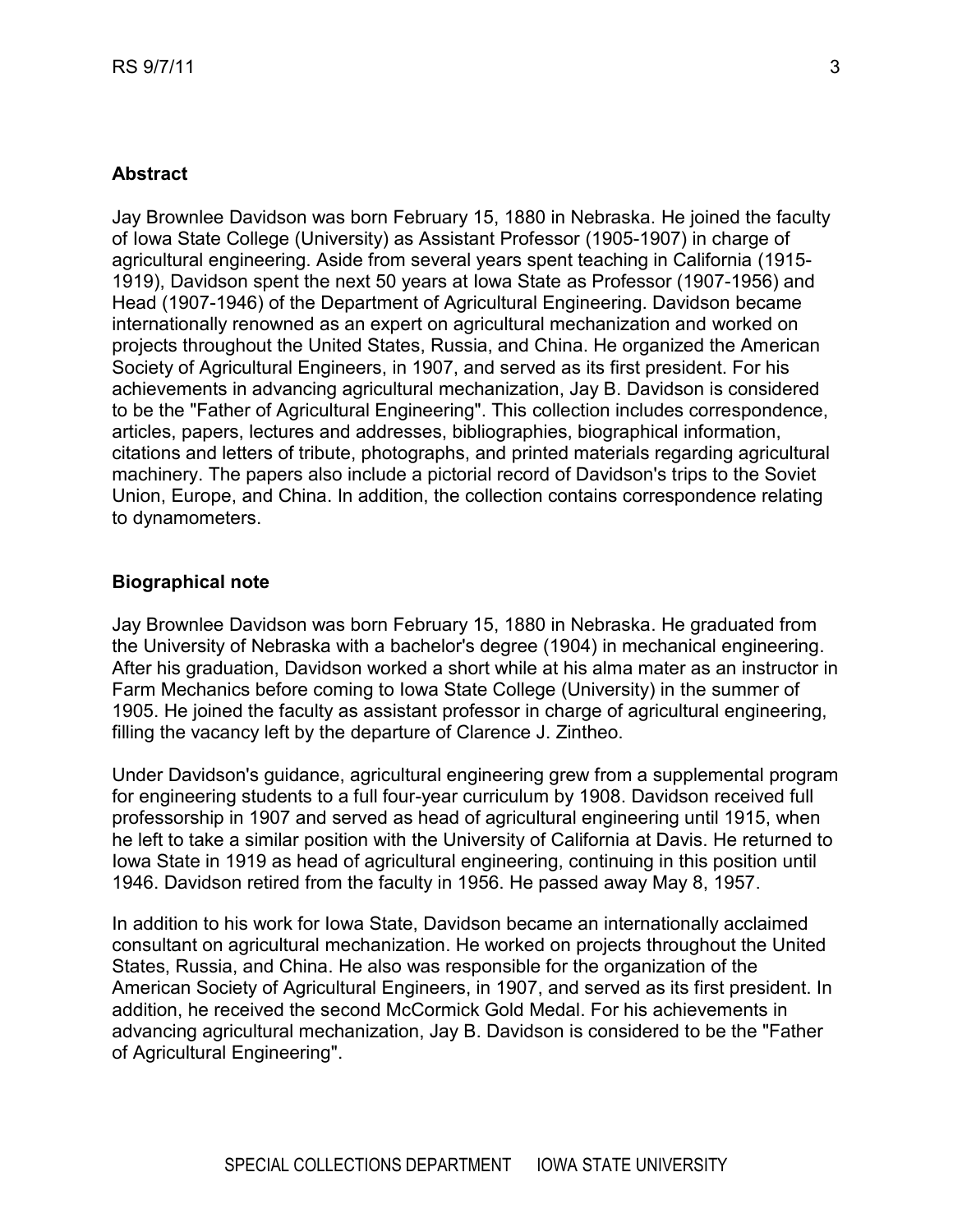## Abstract

Jay Brownlee Davidson was born February 15, 1880 in Nebraska. He joined the faculty of Iowa State College (University) as Assistant Professor (1905-1907) in charge of agricultural engineering. Aside from several years spent teaching in California (1915-1919), Davidson spent the next 50 years at Iowa State as Professor (1907-1956) and Head (1907-1946) of the Department of Agricultural Engineering. Davidson became internationally renowned as an expert on agricultural mechanization and worked on projects throughout the United States, Russia, and China. He organized the American Society of Agricultural Engineers, in 1907, and served as its first president. For his achievements in advancing agricultural mechanization, Jay B. Davidson is considered to be the "Father of Agricultural Engineering". This collection includes correspondence, articles, papers, lectures and addresses, bibliographies, biographical information, citations and letters of tribute, photographs, and printed materials regarding agricultural machinery. The papers also include a pictorial record of Davidson's trips to the Soviet Union, Europe, and China. In addition, the collection contains correspondence relating to dynamometers.

## Biographical note

Jay Brownlee Davidson was born February 15, 1880 in Nebraska. He graduated from the University of Nebraska with a bachelor's degree (1904) in mechanical engineering. After his graduation, Davidson worked a short while at his alma mater as an instructor in Farm Mechanics before coming to Iowa State College (University) in the summer of 1905. He joined the faculty as assistant professor in charge of agricultural engineering, filling the vacancy left by the departure of Clarence J. Zintheo.

Under Davidson's guidance, agricultural engineering grew from a supplemental program for engineering students to a full four-year curriculum by 1908. Davidson received full professorship in 1907 and served as head of agricultural engineering until 1915, when he left to take a similar position with the University of California at Davis. He returned to Iowa State in 1919 as head of agricultural engineering, continuing in this position until 1946. Davidson retired from the faculty in 1956. He passed away May 8, 1957.

In addition to his work for Iowa State, Davidson became an internationally acclaimed consultant on agricultural mechanization. He worked on projects throughout the United States, Russia, and China. He also was responsible for the organization of the American Society of Agricultural Engineers, in 1907, and served as its first president. In addition, he received the second McCormick Gold Medal. For his achievements in advancing agricultural mechanization, Jay B. Davidson is considered to be the "Father of Agricultural Engineering".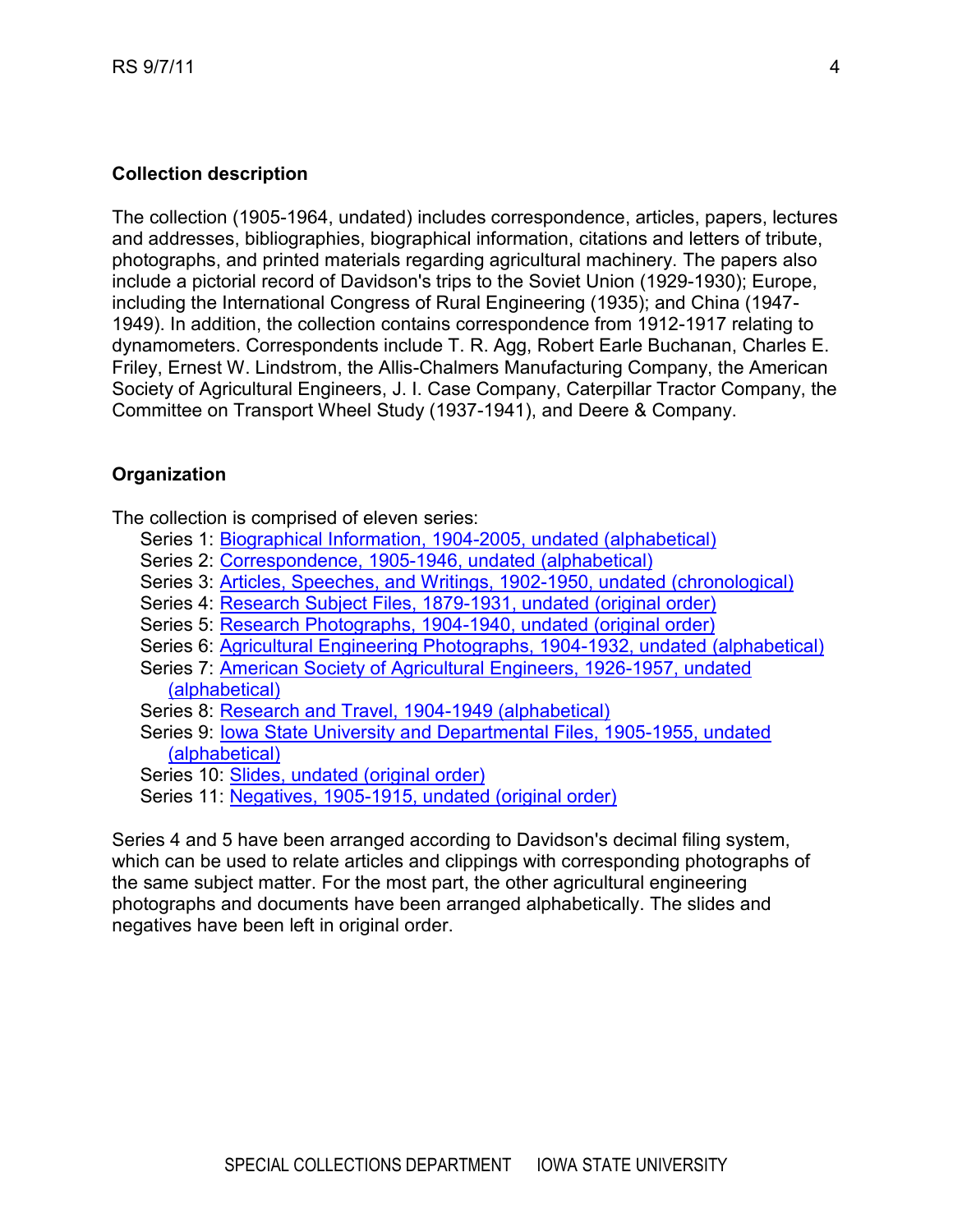## Collection description

The collection (1905-1964, undated) includes correspondence, articles, papers, lectures and addresses, bibliographies, biographical information, citations and letters of tribute, photographs, and printed materials regarding agricultural machinery. The papers also include a pictorial record of Davidson's trips to the Soviet Union (1929-1930); Europe, including the International Congress of Rural Engineering (1935); and China (1947-1949). In addition, the collection contains correspondence from 1912-1917 relating to dynamometers. Correspondents include T. R. Agg, Robert Earle Buchanan, Charles E. Friley, Ernest W. Lindstrom, the Allis-Chalmers Manufacturing Company, the American Society of Agricultural Engineers, J. I. Case Company, Caterpillar Tractor Company, the Committee on Transport Wheel Study (1937-1941), and Deere & Company.

## Organization

The collection is comprised of eleven series:

- Series 1: Biographical Information, 1904-2005, undated (alphabetical)
- Series 2: Correspondence, 1905-1946, undated (alphabetical)
- Series 3: Articles, Speeches, and Writings, 1902-1950, undated (chronological)
- Series 4: Research Subject Files, 1879-1931, undated (original order)
- Series 5: Research Photographs, 1904-1940, undated (original order)
- Series 6: Agricultural Engineering Photographs, 1904-1932, undated (alphabetical)
- Series 7: American Society of Agricultural Engineers, 1926-1957, undated (alphabetical)
- Series 8: Research and Travel, 1904-1949 (alphabetical)
- Series 9: Iowa State University and Departmental Files, 1905-1955, undated (alphabetical)
- Series 10: Slides, undated (original order)
- Series 11: Negatives, 1905-1915, undated (original order)

Series 4 and 5 have been arranged according to Davidson's decimal filing system, which can be used to relate articles and clippings with corresponding photographs of the same subject matter. For the most part, the other agricultural engineering photographs and documents have been arranged alphabetically. The slides and negatives have been left in original order.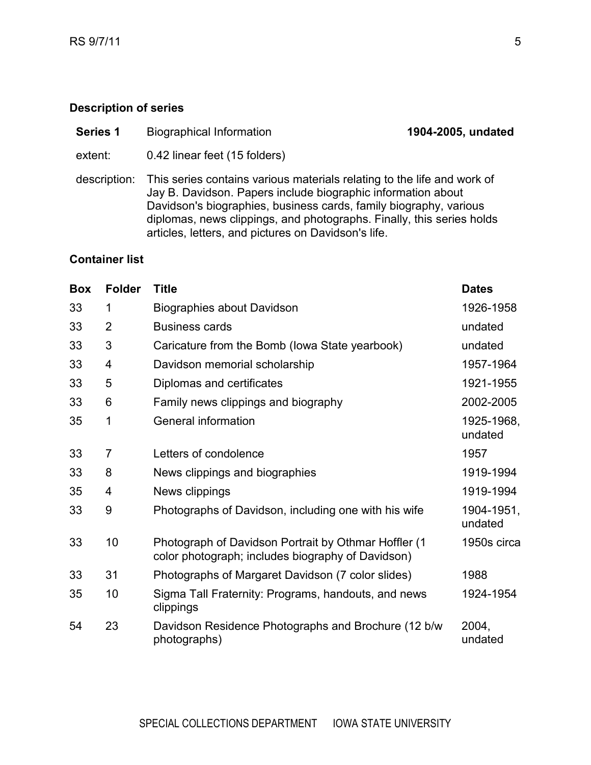### Description of series

| **Series 1** | Biographical Information | **1904-2005, undated** |
|---|---|---|
| extent: | 0.42 linear feet (15 folders) | |
| description: | This series contains various materials relating to the life and work of Jay B. Davidson. Papers include biographic information about Davidson's biographies, business cards, family biography, various diplomas, news clippings, and photographs. Finally, this series holds articles, letters, and pictures on Davidson's life. | |

### Container list

| Box | Folder | Title | Dates |
|---|---|---|---|
| 33 | 1 | Biographies about Davidson | 1926-1958 |
| 33 | 2 | Business cards | undated |
| 33 | 3 | Caricature from the Bomb (Iowa State yearbook) | undated |
| 33 | 4 | Davidson memorial scholarship | 1957-1964 |
| 33 | 5 | Diplomas and certificates | 1921-1955 |
| 33 | 6 | Family news clippings and biography | 2002-2005 |
| 35 | 1 | General information | 1925-1968, undated |
| 33 | 7 | Letters of condolence | 1957 |
| 33 | 8 | News clippings and biographies | 1919-1994 |
| 35 | 4 | News clippings | 1919-1994 |
| 33 | 9 | Photographs of Davidson, including one with his wife | 1904-1951, undated |
| 33 | 10 | Photograph of Davidson Portrait by Othmar Hoffler (1 color photograph; includes biography of Davidson) | 1950s circa |
| 33 | 31 | Photographs of Margaret Davidson (7 color slides) | 1988 |
| 35 | 10 | Sigma Tall Fraternity: Programs, handouts, and news clippings | 1924-1954 |
| 54 | 23 | Davidson Residence Photographs and Brochure (12 b/w photographs) | 2004, undated |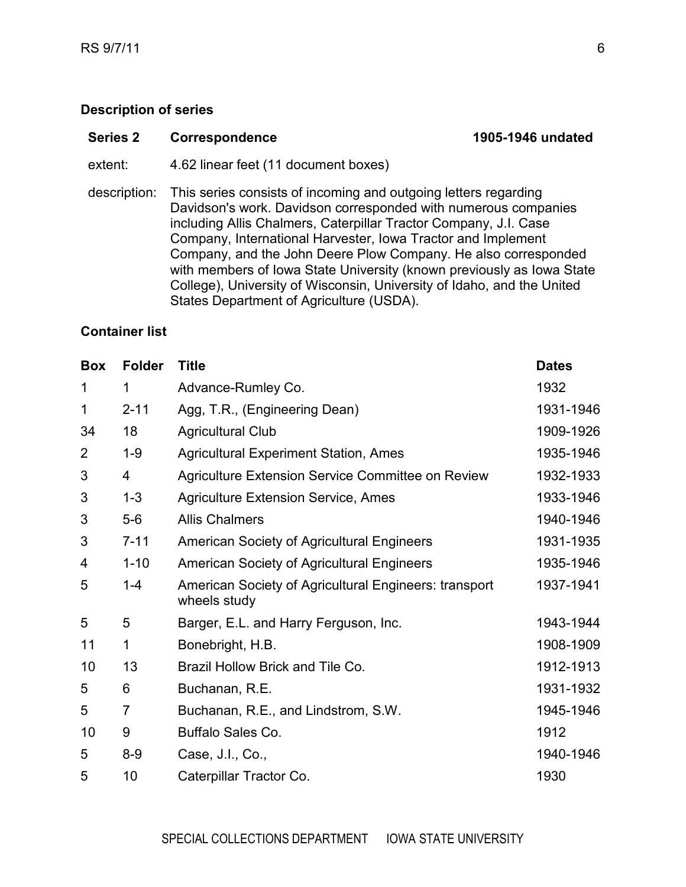## Description of series

| **Series 2** | **Correspondence** | **1905-1946 undated** |
|---|---|---|

extent: 4.62 linear feet (11 document boxes)

description: This series consists of incoming and outgoing letters regarding Davidson's work. Davidson corresponded with numerous companies including Allis Chalmers, Caterpillar Tractor Company, J.I. Case Company, International Harvester, Iowa Tractor and Implement Company, and the John Deere Plow Company. He also corresponded with members of Iowa State University (known previously as Iowa State College), University of Wisconsin, University of Idaho, and the United States Department of Agriculture (USDA).

## Container list

| Box | Folder | Title | Dates |
|---|---|---|---|
| 1 | 1 | Advance-Rumley Co. | 1932 |
| 1 | 2-11 | Agg, T.R., (Engineering Dean) | 1931-1946 |
| 34 | 18 | Agricultural Club | 1909-1926 |
| 2 | 1-9 | Agricultural Experiment Station, Ames | 1935-1946 |
| 3 | 4 | Agriculture Extension Service Committee on Review | 1932-1933 |
| 3 | 1-3 | Agriculture Extension Service, Ames | 1933-1946 |
| 3 | 5-6 | Allis Chalmers | 1940-1946 |
| 3 | 7-11 | American Society of Agricultural Engineers | 1931-1935 |
| 4 | 1-10 | American Society of Agricultural Engineers | 1935-1946 |
| 5 | 1-4 | American Society of Agricultural Engineers: transport wheels study | 1937-1941 |
| 5 | 5 | Barger, E.L. and Harry Ferguson, Inc. | 1943-1944 |
| 11 | 1 | Bonebright, H.B. | 1908-1909 |
| 10 | 13 | Brazil Hollow Brick and Tile Co. | 1912-1913 |
| 5 | 6 | Buchanan, R.E. | 1931-1932 |
| 5 | 7 | Buchanan, R.E., and Lindstrom, S.W. | 1945-1946 |
| 10 | 9 | Buffalo Sales Co. | 1912 |
| 5 | 8-9 | Case, J.I., Co., | 1940-1946 |
| 5 | 10 | Caterpillar Tractor Co. | 1930 |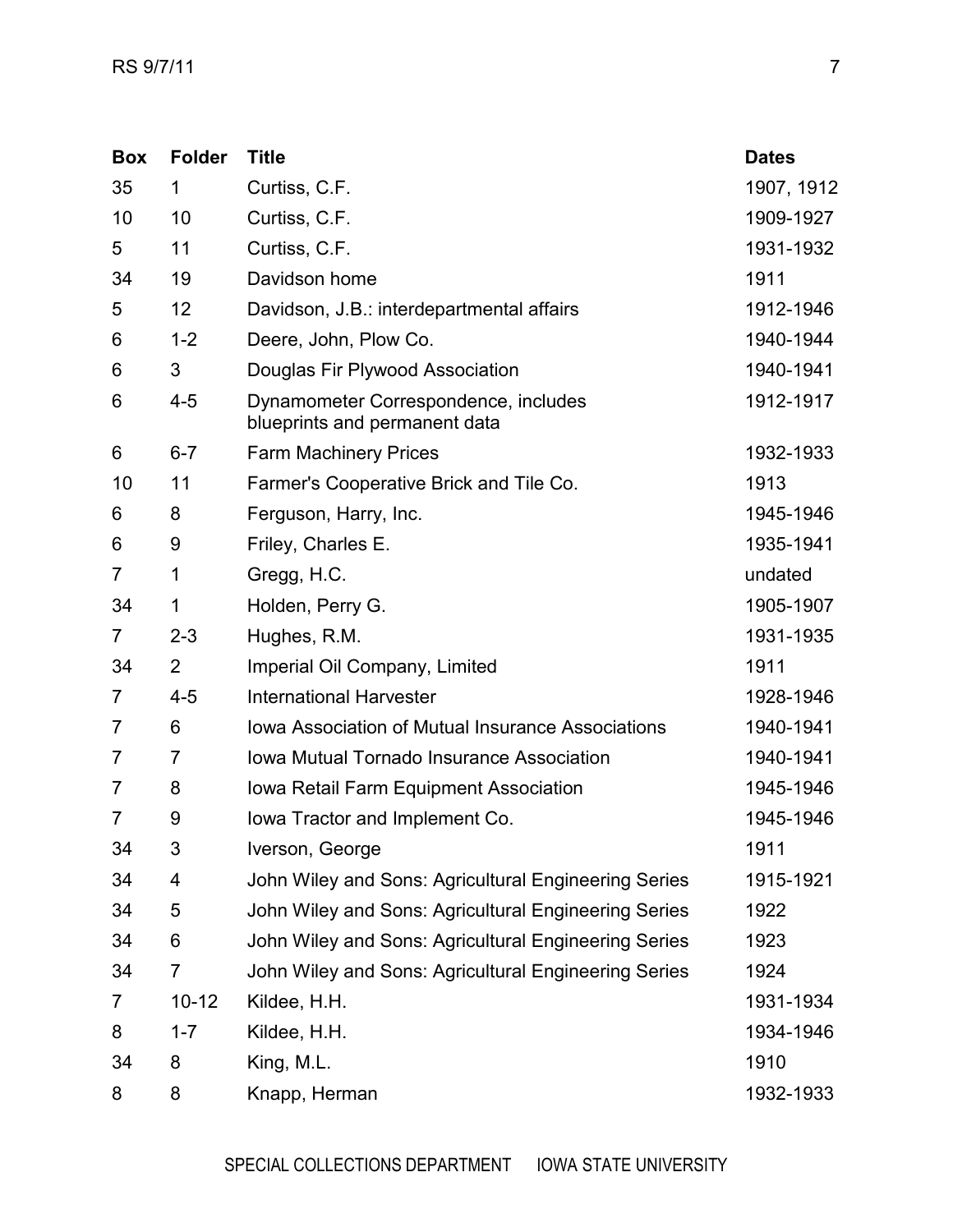| Box | Folder | Title | Dates |
|---|---|---|---|
| 35 | 1 | Curtiss, C.F. | 1907, 1912 |
| 10 | 10 | Curtiss, C.F. | 1909-1927 |
| 5 | 11 | Curtiss, C.F. | 1931-1932 |
| 34 | 19 | Davidson home | 1911 |
| 5 | 12 | Davidson, J.B.: interdepartmental affairs | 1912-1946 |
| 6 | 1-2 | Deere, John, Plow Co. | 1940-1944 |
| 6 | 3 | Douglas Fir Plywood Association | 1940-1941 |
| 6 | 4-5 | Dynamometer Correspondence, includes blueprints and permanent data | 1912-1917 |
| 6 | 6-7 | Farm Machinery Prices | 1932-1933 |
| 10 | 11 | Farmer's Cooperative Brick and Tile Co. | 1913 |
| 6 | 8 | Ferguson, Harry, Inc. | 1945-1946 |
| 6 | 9 | Friley, Charles E. | 1935-1941 |
| 7 | 1 | Gregg, H.C. | undated |
| 34 | 1 | Holden, Perry G. | 1905-1907 |
| 7 | 2-3 | Hughes, R.M. | 1931-1935 |
| 34 | 2 | Imperial Oil Company, Limited | 1911 |
| 7 | 4-5 | International Harvester | 1928-1946 |
| 7 | 6 | Iowa Association of Mutual Insurance Associations | 1940-1941 |
| 7 | 7 | Iowa Mutual Tornado Insurance Association | 1940-1941 |
| 7 | 8 | Iowa Retail Farm Equipment Association | 1945-1946 |
| 7 | 9 | Iowa Tractor and Implement Co. | 1945-1946 |
| 34 | 3 | Iverson, George | 1911 |
| 34 | 4 | John Wiley and Sons: Agricultural Engineering Series | 1915-1921 |
| 34 | 5 | John Wiley and Sons: Agricultural Engineering Series | 1922 |
| 34 | 6 | John Wiley and Sons: Agricultural Engineering Series | 1923 |
| 34 | 7 | John Wiley and Sons: Agricultural Engineering Series | 1924 |
| 7 | 10-12 | Kildee, H.H. | 1931-1934 |
| 8 | 1-7 | Kildee, H.H. | 1934-1946 |
| 34 | 8 | King, M.L. | 1910 |
| 8 | 8 | Knapp, Herman | 1932-1933 |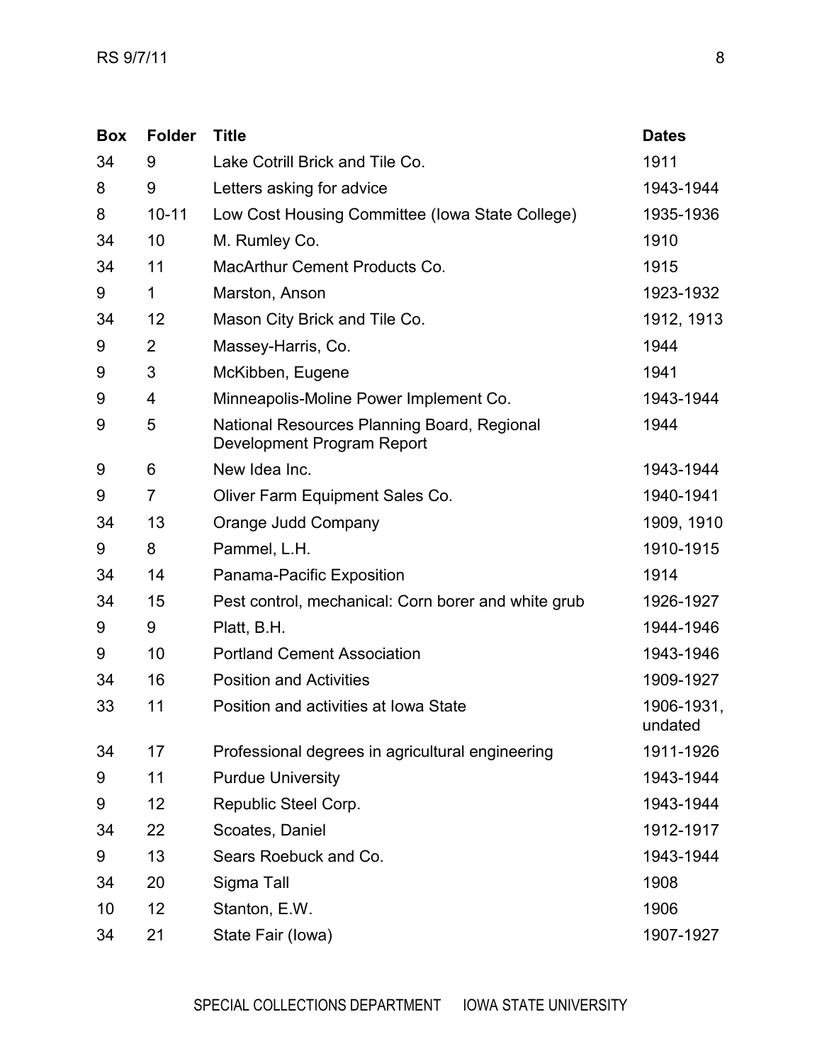| Box | Folder | Title | Dates |
|---|---|---|---|
| 34 | 9 | Lake Cotrill Brick and Tile Co. | 1911 |
| 8 | 9 | Letters asking for advice | 1943-1944 |
| 8 | 10-11 | Low Cost Housing Committee (Iowa State College) | 1935-1936 |
| 34 | 10 | M. Rumley Co. | 1910 |
| 34 | 11 | MacArthur Cement Products Co. | 1915 |
| 9 | 1 | Marston, Anson | 1923-1932 |
| 34 | 12 | Mason City Brick and Tile Co. | 1912, 1913 |
| 9 | 2 | Massey-Harris, Co. | 1944 |
| 9 | 3 | McKibben, Eugene | 1941 |
| 9 | 4 | Minneapolis-Moline Power Implement Co. | 1943-1944 |
| 9 | 5 | National Resources Planning Board, Regional Development Program Report | 1944 |
| 9 | 6 | New Idea Inc. | 1943-1944 |
| 9 | 7 | Oliver Farm Equipment Sales Co. | 1940-1941 |
| 34 | 13 | Orange Judd Company | 1909, 1910 |
| 9 | 8 | Pammel, L.H. | 1910-1915 |
| 34 | 14 | Panama-Pacific Exposition | 1914 |
| 34 | 15 | Pest control, mechanical: Corn borer and white grub | 1926-1927 |
| 9 | 9 | Platt, B.H. | 1944-1946 |
| 9 | 10 | Portland Cement Association | 1943-1946 |
| 34 | 16 | Position and Activities | 1909-1927 |
| 33 | 11 | Position and activities at Iowa State | 1906-1931, undated |
| 34 | 17 | Professional degrees in agricultural engineering | 1911-1926 |
| 9 | 11 | Purdue University | 1943-1944 |
| 9 | 12 | Republic Steel Corp. | 1943-1944 |
| 34 | 22 | Scoates, Daniel | 1912-1917 |
| 9 | 13 | Sears Roebuck and Co. | 1943-1944 |
| 34 | 20 | Sigma Tall | 1908 |
| 10 | 12 | Stanton, E.W. | 1906 |
| 34 | 21 | State Fair (Iowa) | 1907-1927 |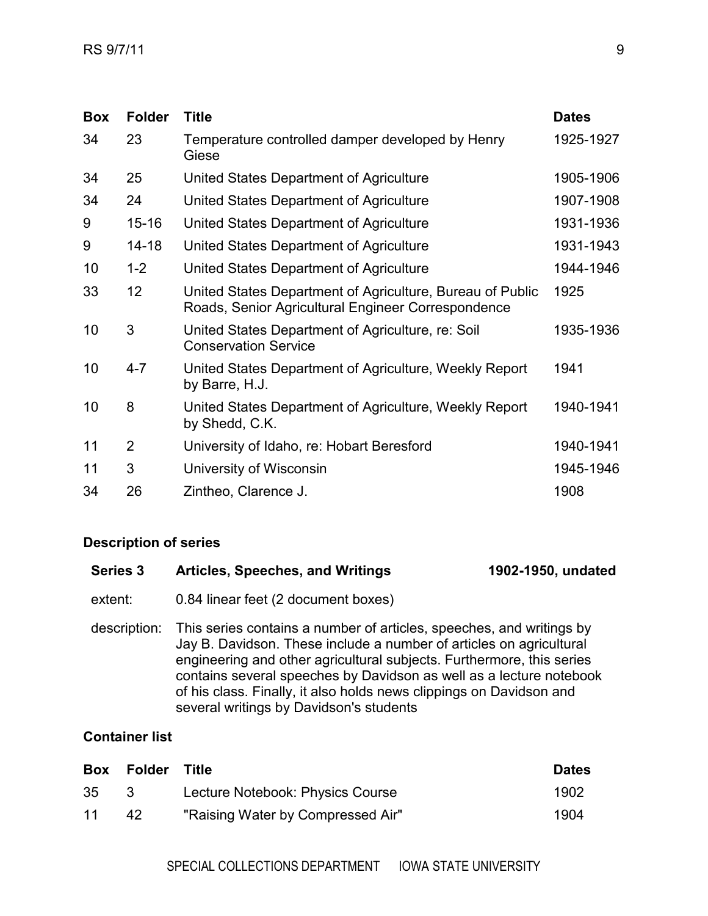| Box | Folder | Title | Dates |
|---|---|---|---|
| 34 | 23 | Temperature controlled damper developed by Henry Giese | 1925-1927 |
| 34 | 25 | United States Department of Agriculture | 1905-1906 |
| 34 | 24 | United States Department of Agriculture | 1907-1908 |
| 9 | 15-16 | United States Department of Agriculture | 1931-1936 |
| 9 | 14-18 | United States Department of Agriculture | 1931-1943 |
| 10 | 1-2 | United States Department of Agriculture | 1944-1946 |
| 33 | 12 | United States Department of Agriculture, Bureau of Public Roads, Senior Agricultural Engineer Correspondence | 1925 |
| 10 | 3 | United States Department of Agriculture, re: Soil Conservation Service | 1935-1936 |
| 10 | 4-7 | United States Department of Agriculture, Weekly Report by Barre, H.J. | 1941 |
| 10 | 8 | United States Department of Agriculture, Weekly Report by Shedd, C.K. | 1940-1941 |
| 11 | 2 | University of Idaho, re: Hobart Beresford | 1940-1941 |
| 11 | 3 | University of Wisconsin | 1945-1946 |
| 34 | 26 | Zintheo, Clarence J. | 1908 |

## Description of series

**Series 3 Articles, Speeches, and Writings 1902-1950, undated**

extent: 0.84 linear feet (2 document boxes)

description: This series contains a number of articles, speeches, and writings by Jay B. Davidson. These include a number of articles on agricultural engineering and other agricultural subjects. Furthermore, this series contains several speeches by Davidson as well as a lecture notebook of his class. Finally, it also holds news clippings on Davidson and several writings by Davidson's students

## Container list

| Box | Folder | Title | Dates |
|---|---|---|---|
| 35 | 3 | Lecture Notebook: Physics Course | 1902 |
| 11 | 42 | "Raising Water by Compressed Air" | 1904 |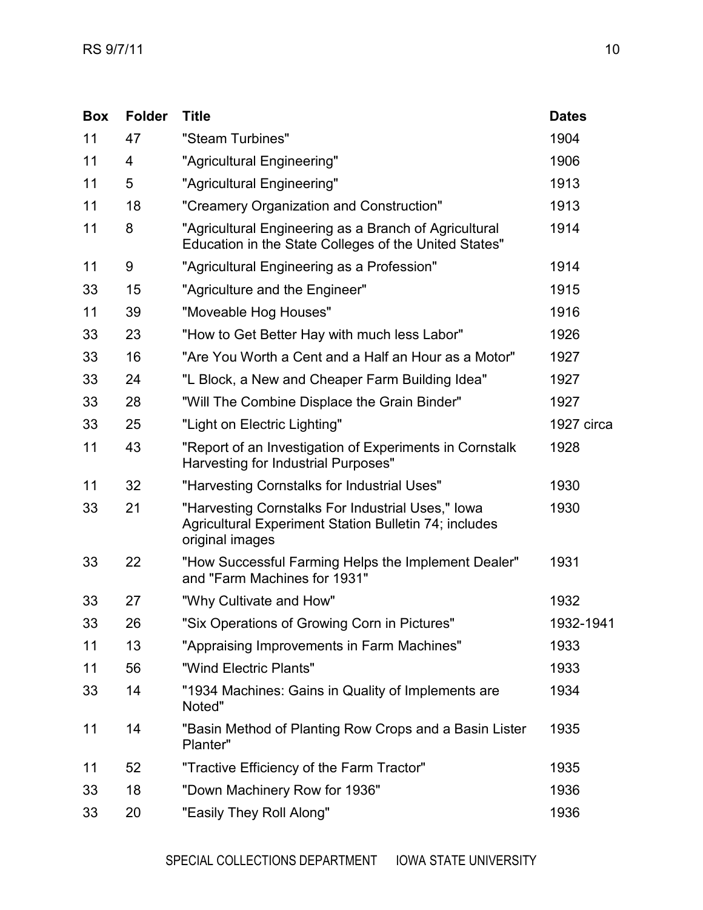| Box | Folder | Title | Dates |
|---|---|---|---|
| 11 | 47 | "Steam Turbines" | 1904 |
| 11 | 4 | "Agricultural Engineering" | 1906 |
| 11 | 5 | "Agricultural Engineering" | 1913 |
| 11 | 18 | "Creamery Organization and Construction" | 1913 |
| 11 | 8 | "Agricultural Engineering as a Branch of Agricultural Education in the State Colleges of the United States" | 1914 |
| 11 | 9 | "Agricultural Engineering as a Profession" | 1914 |
| 33 | 15 | "Agriculture and the Engineer" | 1915 |
| 11 | 39 | "Moveable Hog Houses" | 1916 |
| 33 | 23 | "How to Get Better Hay with much less Labor" | 1926 |
| 33 | 16 | "Are You Worth a Cent and a Half an Hour as a Motor" | 1927 |
| 33 | 24 | "L Block, a New and Cheaper Farm Building Idea" | 1927 |
| 33 | 28 | "Will The Combine Displace the Grain Binder" | 1927 |
| 33 | 25 | "Light on Electric Lighting" | 1927 circa |
| 11 | 43 | "Report of an Investigation of Experiments in Cornstalk Harvesting for Industrial Purposes" | 1928 |
| 11 | 32 | "Harvesting Cornstalks for Industrial Uses" | 1930 |
| 33 | 21 | "Harvesting Cornstalks For Industrial Uses," Iowa Agricultural Experiment Station Bulletin 74; includes original images | 1930 |
| 33 | 22 | "How Successful Farming Helps the Implement Dealer" and "Farm Machines for 1931" | 1931 |
| 33 | 27 | "Why Cultivate and How" | 1932 |
| 33 | 26 | "Six Operations of Growing Corn in Pictures" | 1932-1941 |
| 11 | 13 | "Appraising Improvements in Farm Machines" | 1933 |
| 11 | 56 | "Wind Electric Plants" | 1933 |
| 33 | 14 | "1934 Machines: Gains in Quality of Implements are Noted" | 1934 |
| 11 | 14 | "Basin Method of Planting Row Crops and a Basin Lister Planter" | 1935 |
| 11 | 52 | "Tractive Efficiency of the Farm Tractor" | 1935 |
| 33 | 18 | "Down Machinery Row for 1936" | 1936 |
| 33 | 20 | "Easily They Roll Along" | 1936 |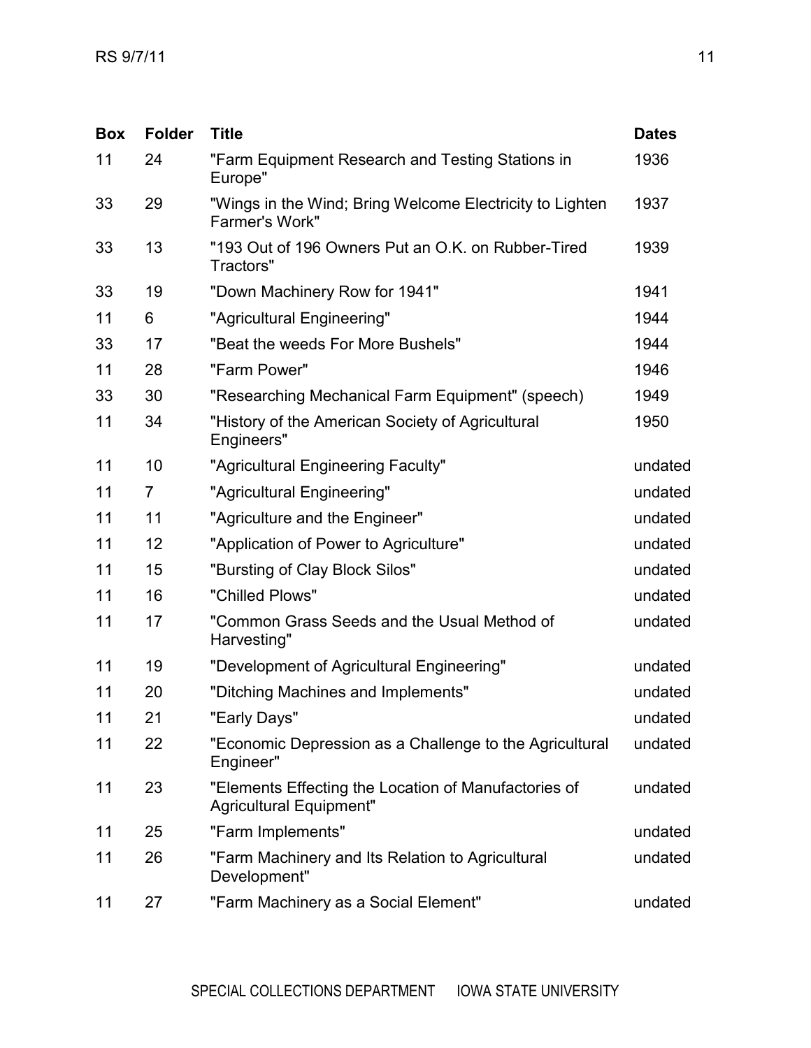| Box | Folder | Title | Dates |
|---|---|---|---|
| 11 | 24 | "Farm Equipment Research and Testing Stations in Europe" | 1936 |
| 33 | 29 | "Wings in the Wind; Bring Welcome Electricity to Lighten Farmer's Work" | 1937 |
| 33 | 13 | "193 Out of 196 Owners Put an O.K. on Rubber-Tired Tractors" | 1939 |
| 33 | 19 | "Down Machinery Row for 1941" | 1941 |
| 11 | 6 | "Agricultural Engineering" | 1944 |
| 33 | 17 | "Beat the weeds For More Bushels" | 1944 |
| 11 | 28 | "Farm Power" | 1946 |
| 33 | 30 | "Researching Mechanical Farm Equipment" (speech) | 1949 |
| 11 | 34 | "History of the American Society of Agricultural Engineers" | 1950 |
| 11 | 10 | "Agricultural Engineering Faculty" | undated |
| 11 | 7 | "Agricultural Engineering" | undated |
| 11 | 11 | "Agriculture and the Engineer" | undated |
| 11 | 12 | "Application of Power to Agriculture" | undated |
| 11 | 15 | "Bursting of Clay Block Silos" | undated |
| 11 | 16 | "Chilled Plows" | undated |
| 11 | 17 | "Common Grass Seeds and the Usual Method of Harvesting" | undated |
| 11 | 19 | "Development of Agricultural Engineering" | undated |
| 11 | 20 | "Ditching Machines and Implements" | undated |
| 11 | 21 | "Early Days" | undated |
| 11 | 22 | "Economic Depression as a Challenge to the Agricultural Engineer" | undated |
| 11 | 23 | "Elements Effecting the Location of Manufactories of Agricultural Equipment" | undated |
| 11 | 25 | "Farm Implements" | undated |
| 11 | 26 | "Farm Machinery and Its Relation to Agricultural Development" | undated |
| 11 | 27 | "Farm Machinery as a Social Element" | undated |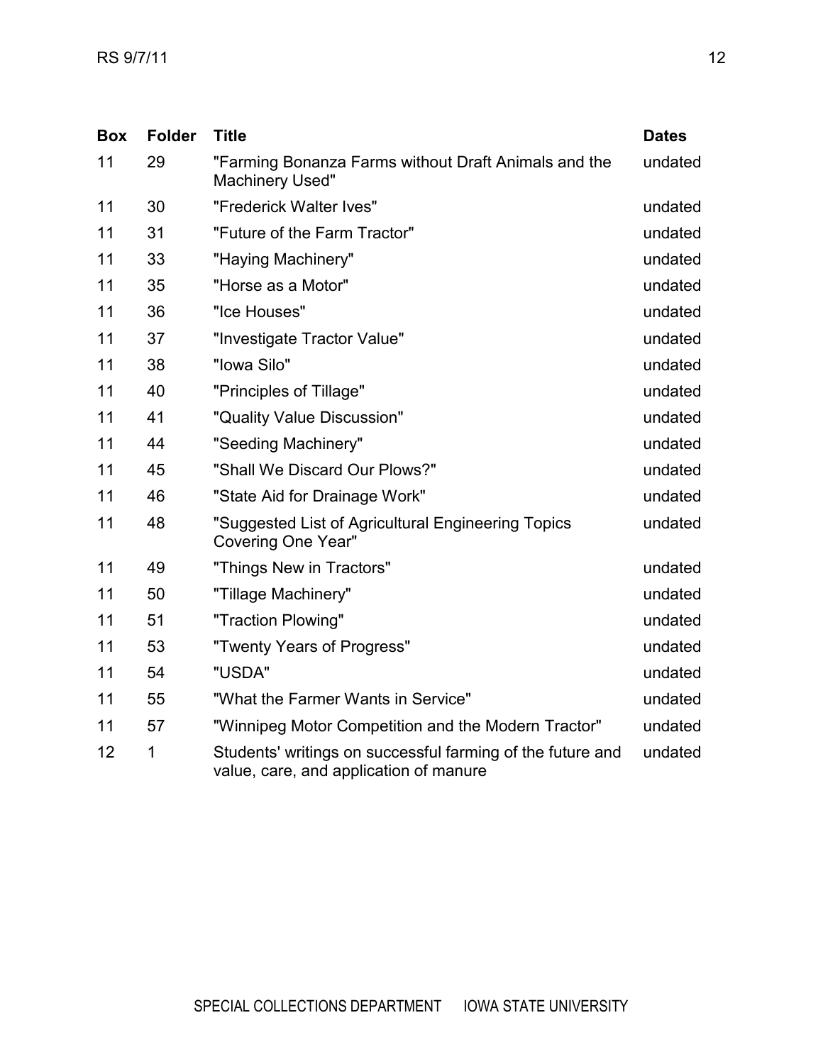| Box | Folder | Title | Dates |
|---|---|---|---|
| 11 | 29 | "Farming Bonanza Farms without Draft Animals and the Machinery Used" | undated |
| 11 | 30 | "Frederick Walter Ives" | undated |
| 11 | 31 | "Future of the Farm Tractor" | undated |
| 11 | 33 | "Haying Machinery" | undated |
| 11 | 35 | "Horse as a Motor" | undated |
| 11 | 36 | "Ice Houses" | undated |
| 11 | 37 | "Investigate Tractor Value" | undated |
| 11 | 38 | "Iowa Silo" | undated |
| 11 | 40 | "Principles of Tillage" | undated |
| 11 | 41 | "Quality Value Discussion" | undated |
| 11 | 44 | "Seeding Machinery" | undated |
| 11 | 45 | "Shall We Discard Our Plows?" | undated |
| 11 | 46 | "State Aid for Drainage Work" | undated |
| 11 | 48 | "Suggested List of Agricultural Engineering Topics Covering One Year" | undated |
| 11 | 49 | "Things New in Tractors" | undated |
| 11 | 50 | "Tillage Machinery" | undated |
| 11 | 51 | "Traction Plowing" | undated |
| 11 | 53 | "Twenty Years of Progress" | undated |
| 11 | 54 | "USDA" | undated |
| 11 | 55 | "What the Farmer Wants in Service" | undated |
| 11 | 57 | "Winnipeg Motor Competition and the Modern Tractor" | undated |
| 12 | 1 | Students' writings on successful farming of the future and value, care, and application of manure | undated |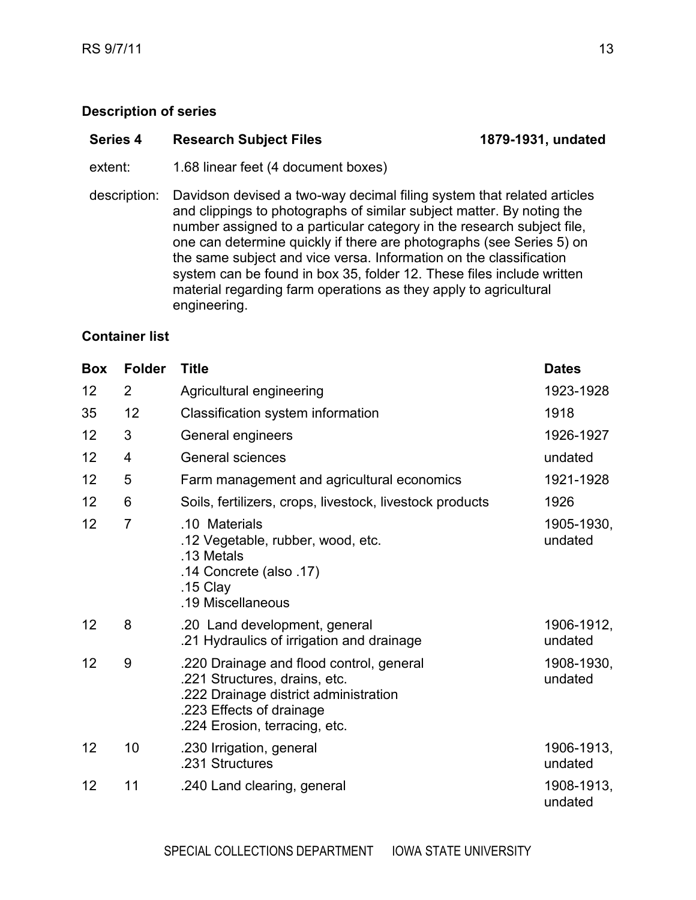## Description of series

| Series 4 | Research Subject Files | 1879-1931, undated |
|---|---|---|

extent: 1.68 linear feet (4 document boxes)

description: Davidson devised a two-way decimal filing system that related articles and clippings to photographs of similar subject matter. By noting the number assigned to a particular category in the research subject file, one can determine quickly if there are photographs (see Series 5) on the same subject and vice versa. Information on the classification system can be found in box 35, folder 12. These files include written material regarding farm operations as they apply to agricultural engineering.

## Container list

| Box | Folder | Title | Dates |
|---|---|---|---|
| 12 | 2 | Agricultural engineering | 1923-1928 |
| 35 | 12 | Classification system information | 1918 |
| 12 | 3 | General engineers | 1926-1927 |
| 12 | 4 | General sciences | undated |
| 12 | 5 | Farm management and agricultural economics | 1921-1928 |
| 12 | 6 | Soils, fertilizers, crops, livestock, livestock products | 1926 |
| 12 | 7 | .10 Materials<br>.12 Vegetable, rubber, wood, etc.<br>.13 Metals<br>.14 Concrete (also .17)<br>.15 Clay<br>.19 Miscellaneous | 1905-1930, undated |
| 12 | 8 | .20 Land development, general<br>.21 Hydraulics of irrigation and drainage | 1906-1912, undated |
| 12 | 9 | .220 Drainage and flood control, general<br>.221 Structures, drains, etc.<br>.222 Drainage district administration<br>.223 Effects of drainage<br>.224 Erosion, terracing, etc. | 1908-1930, undated |
| 12 | 10 | .230 Irrigation, general<br>.231 Structures | 1906-1913, undated |
| 12 | 11 | .240 Land clearing, general | 1908-1913, undated |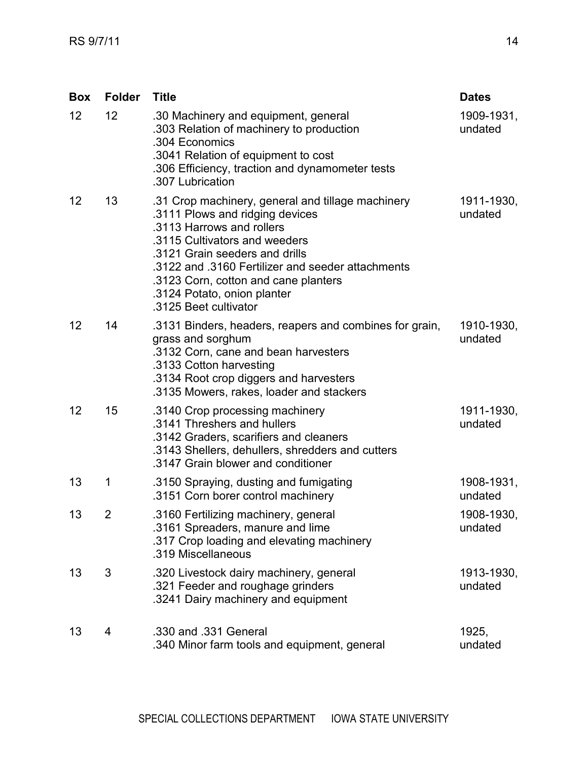| Box | Folder | Title | Dates |
|---|---|---|---|
| 12 | 12 | .30 Machinery and equipment, general<br>.303 Relation of machinery to production<br>.304 Economics<br>.3041 Relation of equipment to cost<br>.306 Efficiency, traction and dynamometer tests<br>.307 Lubrication | 1909-1931, undated |
| 12 | 13 | .31 Crop machinery, general and tillage machinery<br>.3111 Plows and ridging devices<br>.3113 Harrows and rollers<br>.3115 Cultivators and weeders<br>.3121 Grain seeders and drills<br>.3122 and .3160 Fertilizer and seeder attachments<br>.3123 Corn, cotton and cane planters<br>.3124 Potato, onion planter<br>.3125 Beet cultivator | 1911-1930, undated |
| 12 | 14 | .3131 Binders, headers, reapers and combines for grain, grass and sorghum<br>.3132 Corn, cane and bean harvesters<br>.3133 Cotton harvesting<br>.3134 Root crop diggers and harvesters<br>.3135 Mowers, rakes, loader and stackers | 1910-1930, undated |
| 12 | 15 | .3140 Crop processing machinery<br>.3141 Threshers and hullers<br>.3142 Graders, scarifiers and cleaners<br>.3143 Shellers, dehullers, shredders and cutters<br>.3147 Grain blower and conditioner | 1911-1930, undated |
| 13 | 1 | .3150 Spraying, dusting and fumigating<br>.3151 Corn borer control machinery | 1908-1931, undated |
| 13 | 2 | .3160 Fertilizing machinery, general<br>.3161 Spreaders, manure and lime<br>.317 Crop loading and elevating machinery<br>.319 Miscellaneous | 1908-1930, undated |
| 13 | 3 | .320 Livestock dairy machinery, general<br>.321 Feeder and roughage grinders<br>.3241 Dairy machinery and equipment | 1913-1930, undated |
| 13 | 4 | .330 and .331 General<br>.340 Minor farm tools and equipment, general | 1925, undated |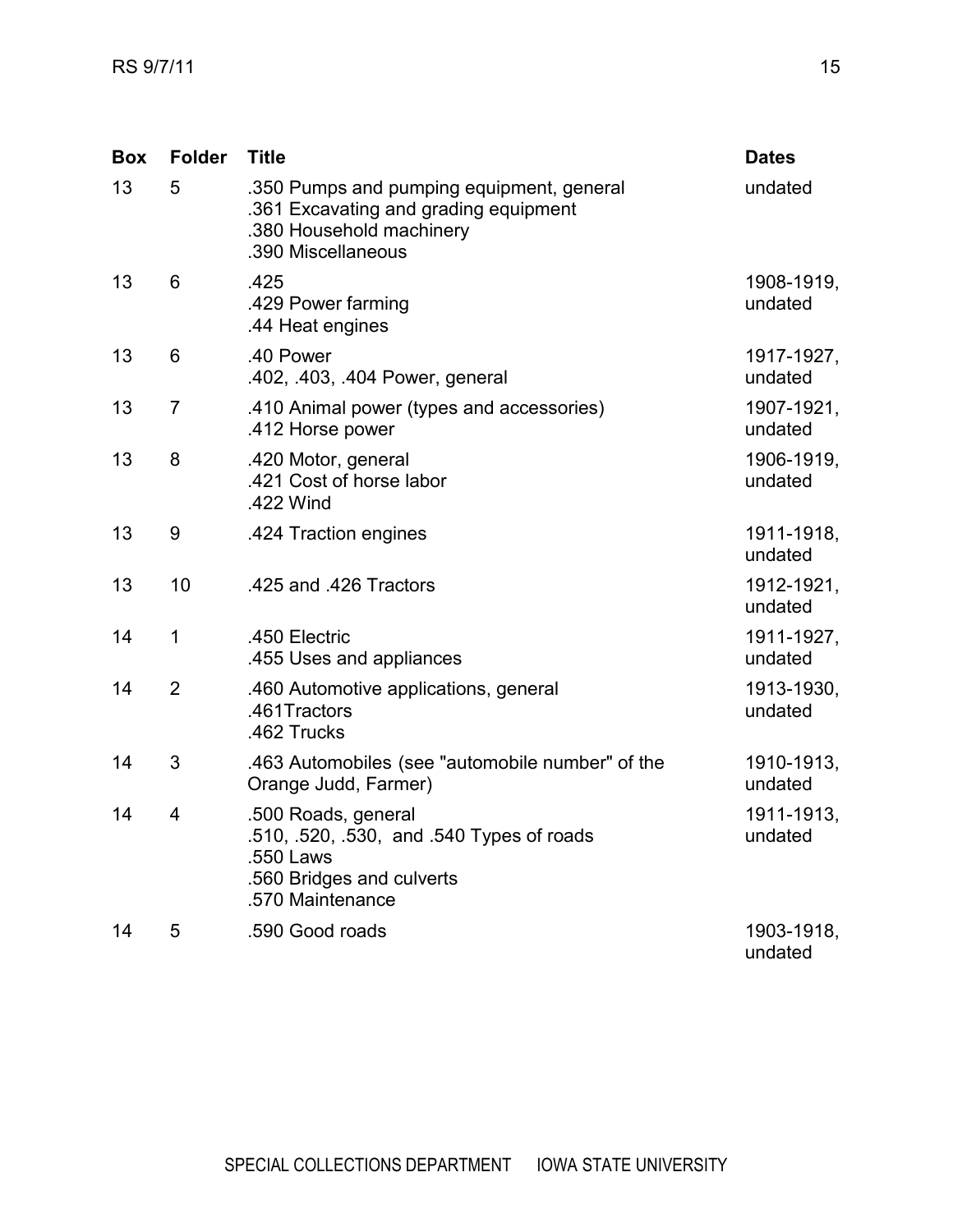| Box | Folder | Title | Dates |
|---|---|---|---|
| 13 | 5 | .350 Pumps and pumping equipment, general<br>.361 Excavating and grading equipment<br>.380 Household machinery<br>.390 Miscellaneous | undated |
| 13 | 6 | .425<br>.429 Power farming<br>.44 Heat engines | 1908-1919, undated |
| 13 | 6 | .40 Power<br>.402, .403, .404 Power, general | 1917-1927, undated |
| 13 | 7 | .410 Animal power (types and accessories)<br>.412 Horse power | 1907-1921, undated |
| 13 | 8 | .420 Motor, general<br>.421 Cost of horse labor<br>.422 Wind | 1906-1919, undated |
| 13 | 9 | .424 Traction engines | 1911-1918, undated |
| 13 | 10 | .425 and .426 Tractors | 1912-1921, undated |
| 14 | 1 | .450 Electric<br>.455 Uses and appliances | 1911-1927, undated |
| 14 | 2 | .460 Automotive applications, general<br>.461Tractors<br>.462 Trucks | 1913-1930, undated |
| 14 | 3 | .463 Automobiles (see "automobile number" of the Orange Judd, Farmer) | 1910-1913, undated |
| 14 | 4 | .500 Roads, general<br>.510, .520, .530, and .540 Types of roads<br>.550 Laws<br>.560 Bridges and culverts<br>.570 Maintenance | 1911-1913, undated |
| 14 | 5 | .590 Good roads | 1903-1918, undated |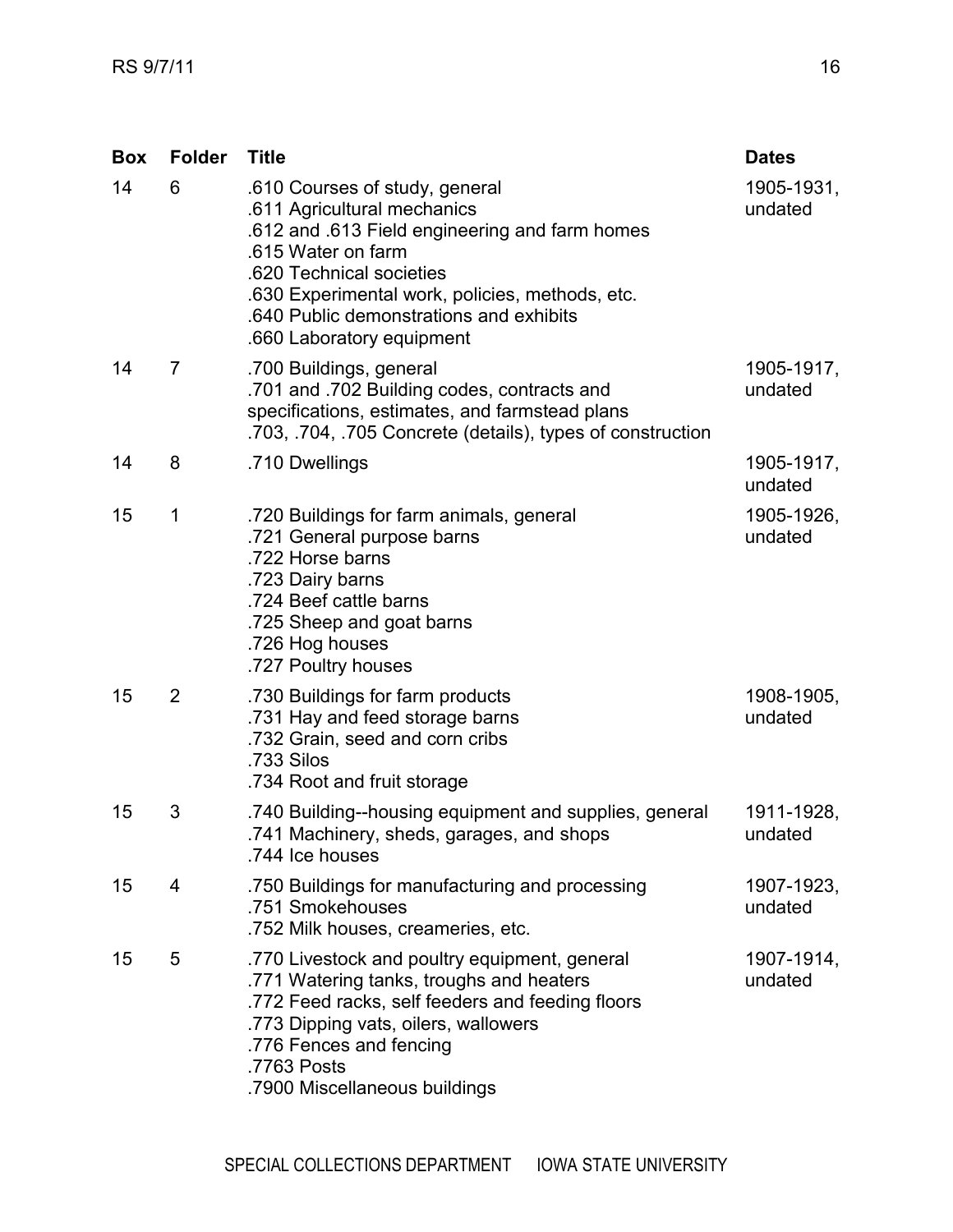| Box | Folder | Title | Dates |
|---|---|---|---|
| 14 | 6 | .610 Courses of study, general<br>.611 Agricultural mechanics<br>.612 and .613 Field engineering and farm homes<br>.615 Water on farm<br>.620 Technical societies<br>.630 Experimental work, policies, methods, etc.<br>.640 Public demonstrations and exhibits<br>.660 Laboratory equipment | 1905-1931, undated |
| 14 | 7 | .700 Buildings, general<br>.701 and .702 Building codes, contracts and specifications, estimates, and farmstead plans<br>.703, .704, .705 Concrete (details), types of construction | 1905-1917, undated |
| 14 | 8 | .710 Dwellings | 1905-1917, undated |
| 15 | 1 | .720 Buildings for farm animals, general<br>.721 General purpose barns<br>.722 Horse barns<br>.723 Dairy barns<br>.724 Beef cattle barns<br>.725 Sheep and goat barns<br>.726 Hog houses<br>.727 Poultry houses | 1905-1926, undated |
| 15 | 2 | .730 Buildings for farm products<br>.731 Hay and feed storage barns<br>.732 Grain, seed and corn cribs<br>.733 Silos<br>.734 Root and fruit storage | 1908-1905, undated |
| 15 | 3 | .740 Building--housing equipment and supplies, general<br>.741 Machinery, sheds, garages, and shops<br>.744 Ice houses | 1911-1928, undated |
| 15 | 4 | .750 Buildings for manufacturing and processing<br>.751 Smokehouses<br>.752 Milk houses, creameries, etc. | 1907-1923, undated |
| 15 | 5 | .770 Livestock and poultry equipment, general<br>.771 Watering tanks, troughs and heaters<br>.772 Feed racks, self feeders and feeding floors<br>.773 Dipping vats, oilers, wallowers<br>.776 Fences and fencing<br>.7763 Posts<br>.7900 Miscellaneous buildings | 1907-1914, undated |

SPECIAL COLLECTIONS DEPARTMENT IOWA STATE UNIVERSITY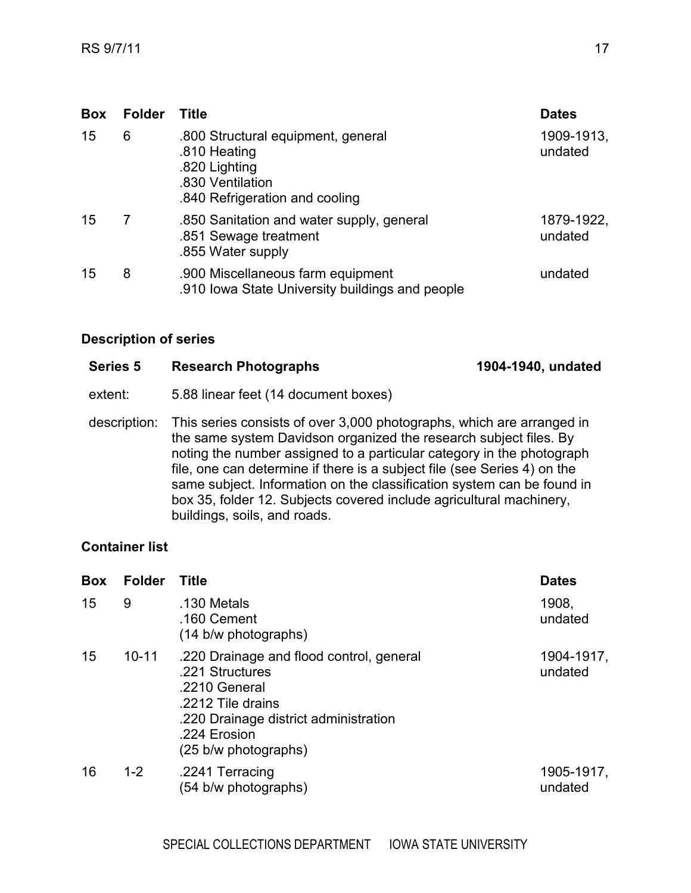| Box | Folder | Title | Dates |
|---|---|---|---|
| 15 | 6 | .800 Structural equipment, general<br>.810 Heating<br>.820 Lighting<br>.830 Ventilation<br>.840 Refrigeration and cooling | 1909-1913, undated |
| 15 | 7 | .850 Sanitation and water supply, general<br>.851 Sewage treatment<br>.855 Water supply | 1879-1922, undated |
| 15 | 8 | .900 Miscellaneous farm equipment<br>.910 Iowa State University buildings and people | undated |

## Description of series

| | | |
|---|---|---|
| **Series 5** | **Research Photographs** | **1904-1940, undated** |
| extent: | 5.88 linear feet (14 document boxes) | |
| description: | This series consists of over 3,000 photographs, which are arranged in the same system Davidson organized the research subject files. By noting the number assigned to a particular category in the photograph file, one can determine if there is a subject file (see Series 4) on the same subject. Information on the classification system can be found in box 35, folder 12. Subjects covered include agricultural machinery, buildings, soils, and roads. | |

## Container list

| Box | Folder | Title | Dates |
|---|---|---|---|
| 15 | 9 | .130 Metals<br>.160 Cement<br>(14 b/w photographs) | 1908, undated |
| 15 | 10-11 | .220 Drainage and flood control, general<br>.221 Structures<br>.2210 General<br>.2212 Tile drains<br>.220 Drainage district administration<br>.224 Erosion<br>(25 b/w photographs) | 1904-1917, undated |
| 16 | 1-2 | .2241 Terracing<br>(54 b/w photographs) | 1905-1917, undated |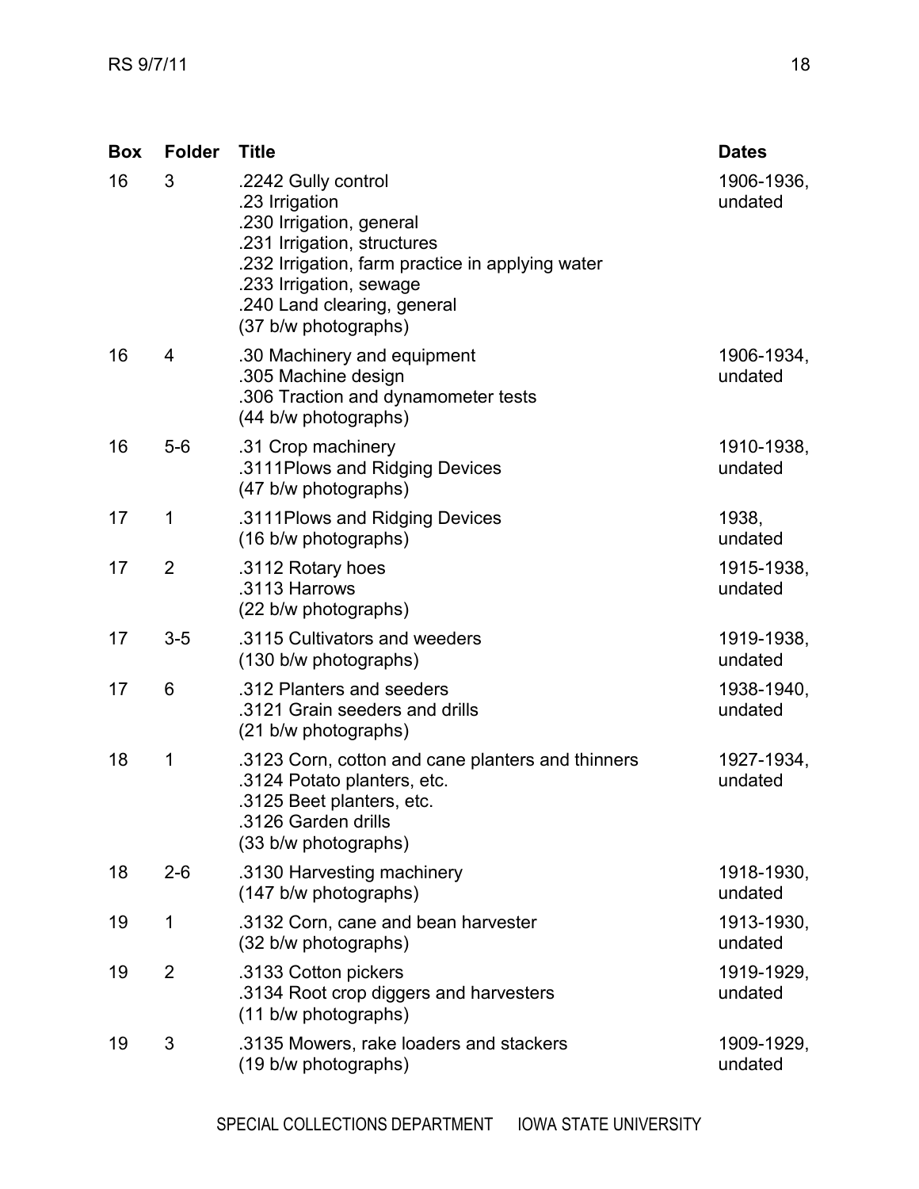| Box | Folder | Title | Dates |
|---|---|---|---|
| 16 | 3 | .2242 Gully control<br>.23 Irrigation<br>.230 Irrigation, general<br>.231 Irrigation, structures<br>.232 Irrigation, farm practice in applying water<br>.233 Irrigation, sewage<br>.240 Land clearing, general<br>(37 b/w photographs) | 1906-1936, undated |
| 16 | 4 | .30 Machinery and equipment<br>.305 Machine design<br>.306 Traction and dynamometer tests<br>(44 b/w photographs) | 1906-1934, undated |
| 16 | 5-6 | .31 Crop machinery<br>.3111Plows and Ridging Devices<br>(47 b/w photographs) | 1910-1938, undated |
| 17 | 1 | .3111Plows and Ridging Devices<br>(16 b/w photographs) | 1938, undated |
| 17 | 2 | .3112 Rotary hoes<br>.3113 Harrows<br>(22 b/w photographs) | 1915-1938, undated |
| 17 | 3-5 | .3115 Cultivators and weeders<br>(130 b/w photographs) | 1919-1938, undated |
| 17 | 6 | .312 Planters and seeders<br>.3121 Grain seeders and drills<br>(21 b/w photographs) | 1938-1940, undated |
| 18 | 1 | .3123 Corn, cotton and cane planters and thinners<br>.3124 Potato planters, etc.<br>.3125 Beet planters, etc.<br>.3126 Garden drills<br>(33 b/w photographs) | 1927-1934, undated |
| 18 | 2-6 | .3130 Harvesting machinery<br>(147 b/w photographs) | 1918-1930, undated |
| 19 | 1 | .3132 Corn, cane and bean harvester<br>(32 b/w photographs) | 1913-1930, undated |
| 19 | 2 | .3133 Cotton pickers<br>.3134 Root crop diggers and harvesters<br>(11 b/w photographs) | 1919-1929, undated |
| 19 | 3 | .3135 Mowers, rake loaders and stackers<br>(19 b/w photographs) | 1909-1929, undated |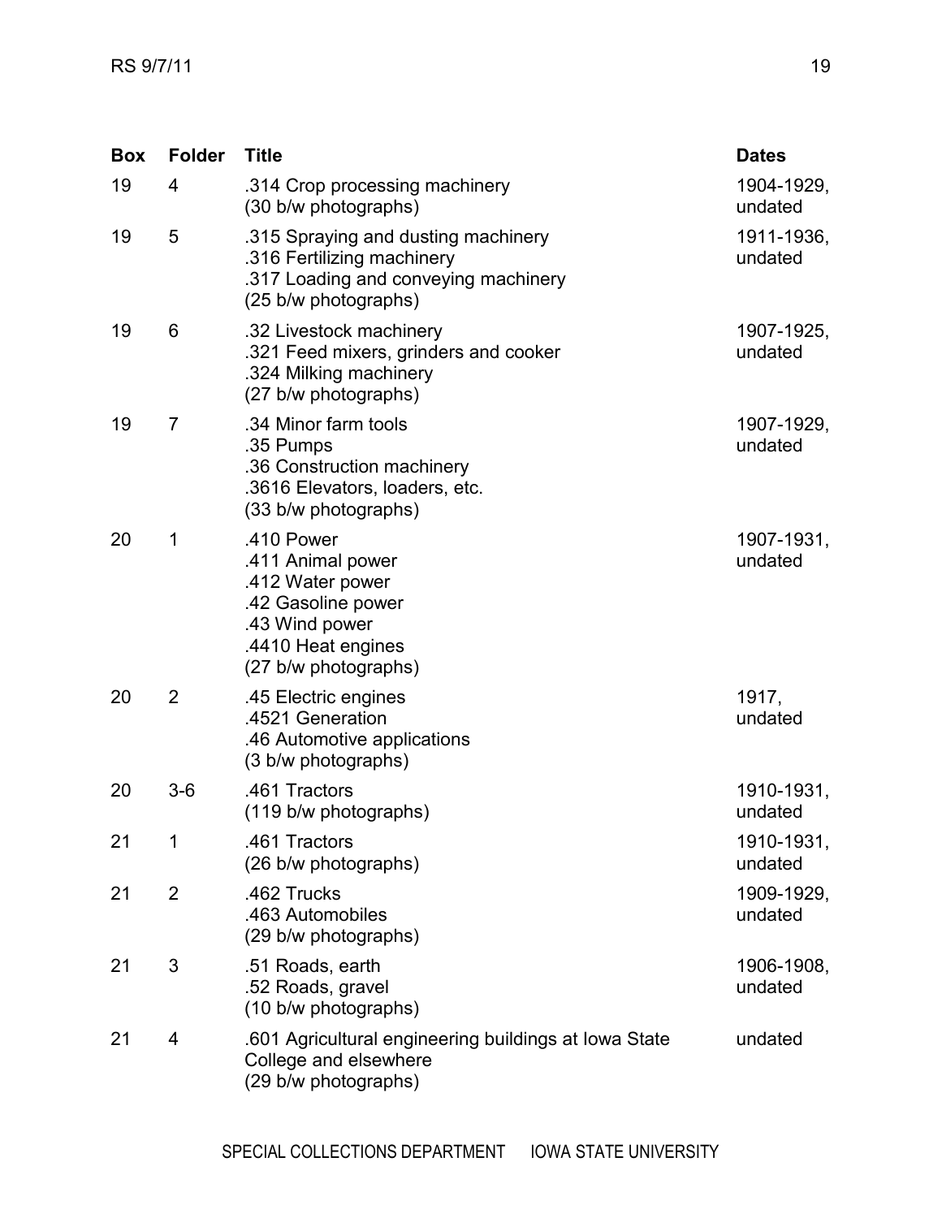| Box | Folder | Title | Dates |
|---|---|---|---|
| 19 | 4 | .314 Crop processing machinery<br>(30 b/w photographs) | 1904-1929, undated |
| 19 | 5 | .315 Spraying and dusting machinery<br>.316 Fertilizing machinery<br>.317 Loading and conveying machinery<br>(25 b/w photographs) | 1911-1936, undated |
| 19 | 6 | .32 Livestock machinery<br>.321 Feed mixers, grinders and cooker<br>.324 Milking machinery<br>(27 b/w photographs) | 1907-1925, undated |
| 19 | 7 | .34 Minor farm tools<br>.35 Pumps<br>.36 Construction machinery<br>.3616 Elevators, loaders, etc.<br>(33 b/w photographs) | 1907-1929, undated |
| 20 | 1 | .410 Power<br>.411 Animal power<br>.412 Water power<br>.42 Gasoline power<br>.43 Wind power<br>.4410 Heat engines<br>(27 b/w photographs) | 1907-1931, undated |
| 20 | 2 | .45 Electric engines<br>.4521 Generation<br>.46 Automotive applications<br>(3 b/w photographs) | 1917, undated |
| 20 | 3-6 | .461 Tractors<br>(119 b/w photographs) | 1910-1931, undated |
| 21 | 1 | .461 Tractors<br>(26 b/w photographs) | 1910-1931, undated |
| 21 | 2 | .462 Trucks<br>.463 Automobiles<br>(29 b/w photographs) | 1909-1929, undated |
| 21 | 3 | .51 Roads, earth<br>.52 Roads, gravel<br>(10 b/w photographs) | 1906-1908, undated |
| 21 | 4 | .601 Agricultural engineering buildings at Iowa State College and elsewhere<br>(29 b/w photographs) | undated |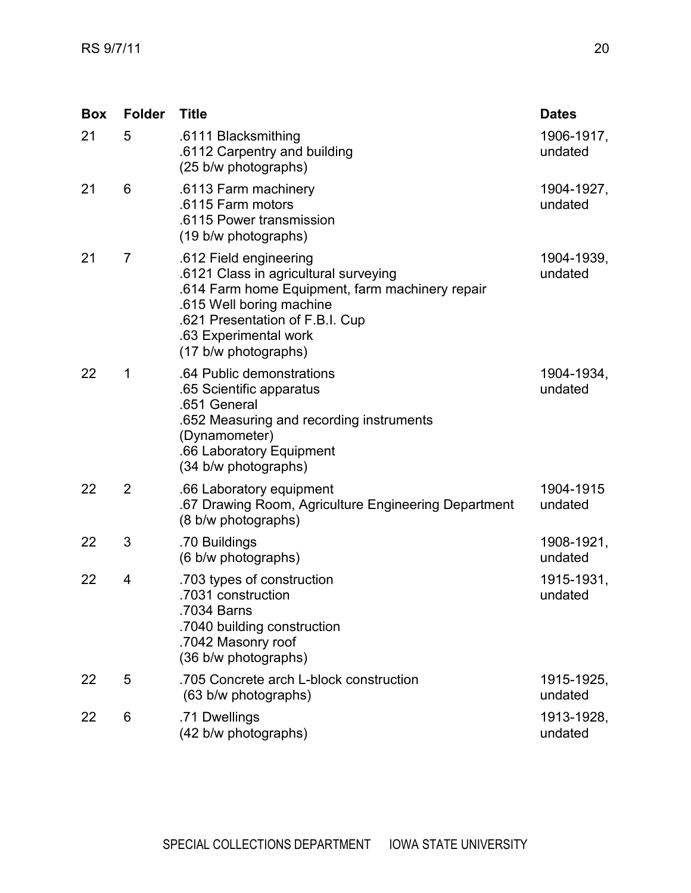| Box | Folder | Title | Dates |
|---|---|---|---|
| 21 | 5 | .6111 Blacksmithing<br>.6112 Carpentry and building<br>(25 b/w photographs) | 1906-1917, undated |
| 21 | 6 | .6113 Farm machinery<br>.6115 Farm motors<br>.6115 Power transmission<br>(19 b/w photographs) | 1904-1927, undated |
| 21 | 7 | .612 Field engineering<br>.6121 Class in agricultural surveying<br>.614 Farm home Equipment, farm machinery repair<br>.615 Well boring machine<br>.621 Presentation of F.B.I. Cup<br>.63 Experimental work<br>(17 b/w photographs) | 1904-1939, undated |
| 22 | 1 | .64 Public demonstrations<br>.65 Scientific apparatus<br>.651 General<br>.652 Measuring and recording instruments (Dynamometer)<br>.66 Laboratory Equipment<br>(34 b/w photographs) | 1904-1934, undated |
| 22 | 2 | .66 Laboratory equipment<br>.67 Drawing Room, Agriculture Engineering Department<br>(8 b/w photographs) | 1904-1915 undated |
| 22 | 3 | .70 Buildings<br>(6 b/w photographs) | 1908-1921, undated |
| 22 | 4 | .703 types of construction<br>.7031 construction<br>.7034 Barns<br>.7040 building construction<br>.7042 Masonry roof<br>(36 b/w photographs) | 1915-1931, undated |
| 22 | 5 | .705 Concrete arch L-block construction<br>(63 b/w photographs) | 1915-1925, undated |
| 22 | 6 | .71 Dwellings<br>(42 b/w photographs) | 1913-1928, undated |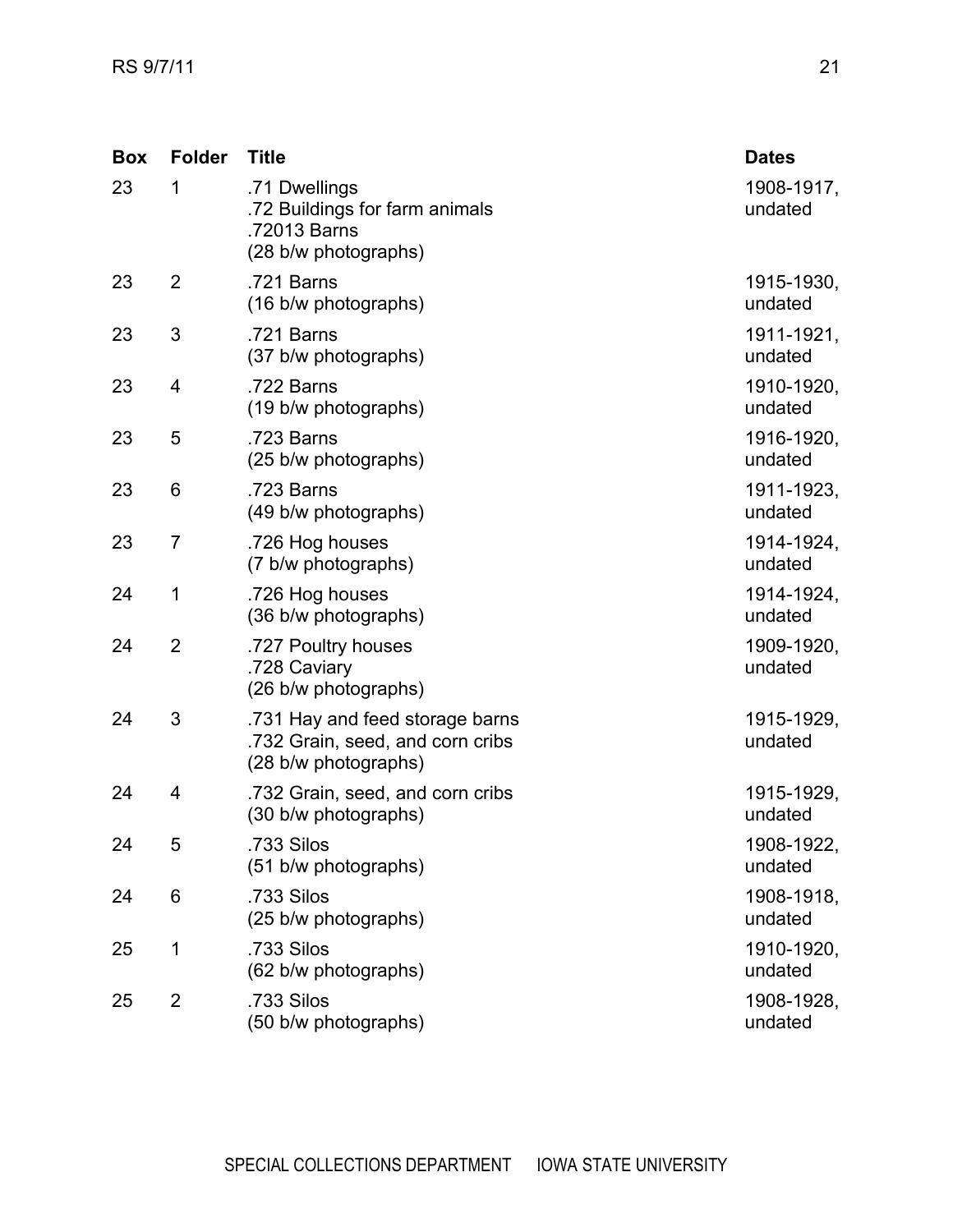| Box | Folder | Title | Dates |
| --- | --- | --- | --- |
| 23 | 1 | .71 Dwellings<br>.72 Buildings for farm animals<br>.72013 Barns<br>(28 b/w photographs) | 1908-1917, undated |
| 23 | 2 | .721 Barns<br>(16 b/w photographs) | 1915-1930, undated |
| 23 | 3 | .721 Barns<br>(37 b/w photographs) | 1911-1921, undated |
| 23 | 4 | .722 Barns<br>(19 b/w photographs) | 1910-1920, undated |
| 23 | 5 | .723 Barns<br>(25 b/w photographs) | 1916-1920, undated |
| 23 | 6 | .723 Barns<br>(49 b/w photographs) | 1911-1923, undated |
| 23 | 7 | .726 Hog houses<br>(7 b/w photographs) | 1914-1924, undated |
| 24 | 1 | .726 Hog houses<br>(36 b/w photographs) | 1914-1924, undated |
| 24 | 2 | .727 Poultry houses<br>.728 Caviary<br>(26 b/w photographs) | 1909-1920, undated |
| 24 | 3 | .731 Hay and feed storage barns<br>.732 Grain, seed, and corn cribs<br>(28 b/w photographs) | 1915-1929, undated |
| 24 | 4 | .732 Grain, seed, and corn cribs<br>(30 b/w photographs) | 1915-1929, undated |
| 24 | 5 | .733 Silos<br>(51 b/w photographs) | 1908-1922, undated |
| 24 | 6 | .733 Silos<br>(25 b/w photographs) | 1908-1918, undated |
| 25 | 1 | .733 Silos<br>(62 b/w photographs) | 1910-1920, undated |
| 25 | 2 | .733 Silos<br>(50 b/w photographs) | 1908-1928, undated |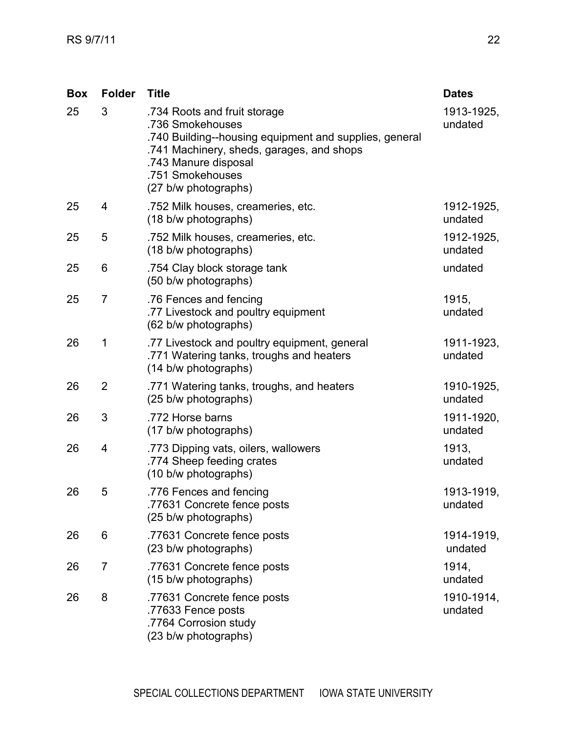| Box | Folder | Title | Dates |
|---|---|---|---|
| 25 | 3 | .734 Roots and fruit storage<br>.736 Smokehouses<br>.740 Building--housing equipment and supplies, general<br>.741 Machinery, sheds, garages, and shops<br>.743 Manure disposal<br>.751 Smokehouses<br>(27 b/w photographs) | 1913-1925, undated |
| 25 | 4 | .752 Milk houses, creameries, etc.<br>(18 b/w photographs) | 1912-1925, undated |
| 25 | 5 | .752 Milk houses, creameries, etc.<br>(18 b/w photographs) | 1912-1925, undated |
| 25 | 6 | .754 Clay block storage tank<br>(50 b/w photographs) | undated |
| 25 | 7 | .76 Fences and fencing<br>.77 Livestock and poultry equipment<br>(62 b/w photographs) | 1915, undated |
| 26 | 1 | .77 Livestock and poultry equipment, general<br>.771 Watering tanks, troughs and heaters<br>(14 b/w photographs) | 1911-1923, undated |
| 26 | 2 | .771 Watering tanks, troughs, and heaters<br>(25 b/w photographs) | 1910-1925, undated |
| 26 | 3 | .772 Horse barns<br>(17 b/w photographs) | 1911-1920, undated |
| 26 | 4 | .773 Dipping vats, oilers, wallowers<br>.774 Sheep feeding crates<br>(10 b/w photographs) | 1913, undated |
| 26 | 5 | .776 Fences and fencing<br>.77631 Concrete fence posts<br>(25 b/w photographs) | 1913-1919, undated |
| 26 | 6 | .77631 Concrete fence posts<br>(23 b/w photographs) | 1914-1919, undated |
| 26 | 7 | .77631 Concrete fence posts<br>(15 b/w photographs) | 1914, undated |
| 26 | 8 | .77631 Concrete fence posts<br>.77633 Fence posts<br>.7764 Corrosion study<br>(23 b/w photographs) | 1910-1914, undated |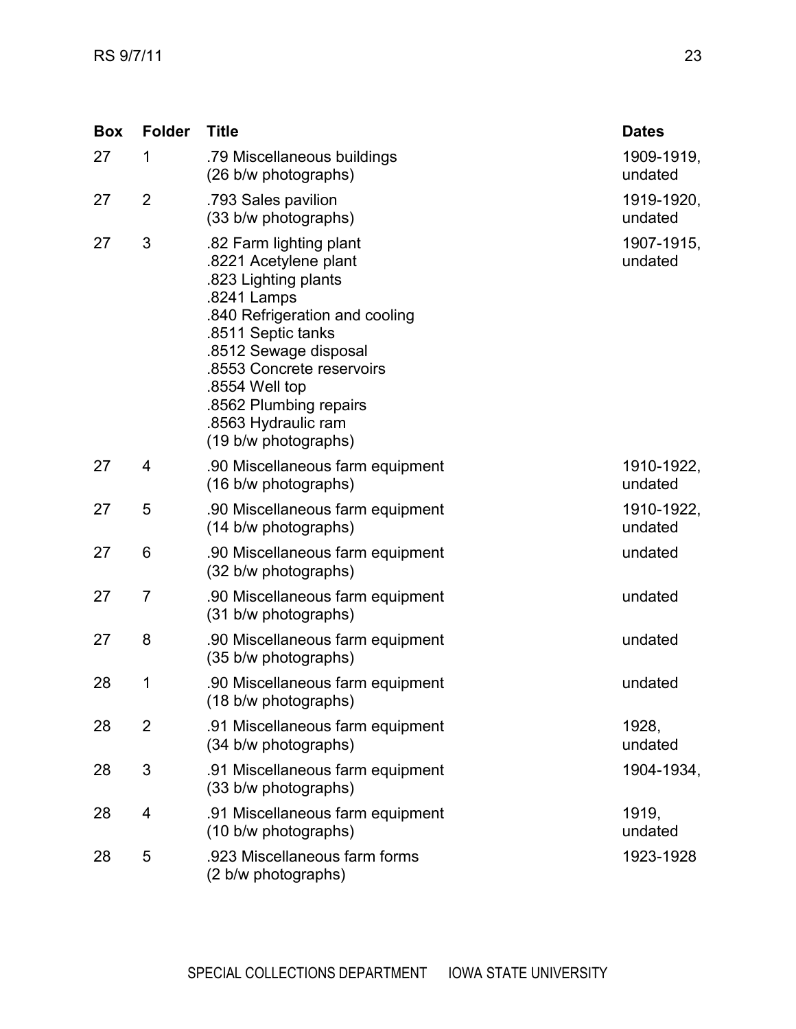| Box | Folder | Title | Dates |
|---|---|---|---|
| 27 | 1 | .79 Miscellaneous buildings (26 b/w photographs) | 1909-1919, undated |
| 27 | 2 | .793 Sales pavilion (33 b/w photographs) | 1919-1920, undated |
| 27 | 3 | .82 Farm lighting plant<br>.8221 Acetylene plant<br>.823 Lighting plants<br>.8241 Lamps<br>.840 Refrigeration and cooling<br>.8511 Septic tanks<br>.8512 Sewage disposal<br>.8553 Concrete reservoirs<br>.8554 Well top<br>.8562 Plumbing repairs<br>.8563 Hydraulic ram<br>(19 b/w photographs) | 1907-1915, undated |
| 27 | 4 | .90 Miscellaneous farm equipment (16 b/w photographs) | 1910-1922, undated |
| 27 | 5 | .90 Miscellaneous farm equipment (14 b/w photographs) | 1910-1922, undated |
| 27 | 6 | .90 Miscellaneous farm equipment (32 b/w photographs) | undated |
| 27 | 7 | .90 Miscellaneous farm equipment (31 b/w photographs) | undated |
| 27 | 8 | .90 Miscellaneous farm equipment (35 b/w photographs) | undated |
| 28 | 1 | .90 Miscellaneous farm equipment (18 b/w photographs) | undated |
| 28 | 2 | .91 Miscellaneous farm equipment (34 b/w photographs) | 1928, undated |
| 28 | 3 | .91 Miscellaneous farm equipment (33 b/w photographs) | 1904-1934, |
| 28 | 4 | .91 Miscellaneous farm equipment (10 b/w photographs) | 1919, undated |
| 28 | 5 | .923 Miscellaneous farm forms (2 b/w photographs) | 1923-1928 |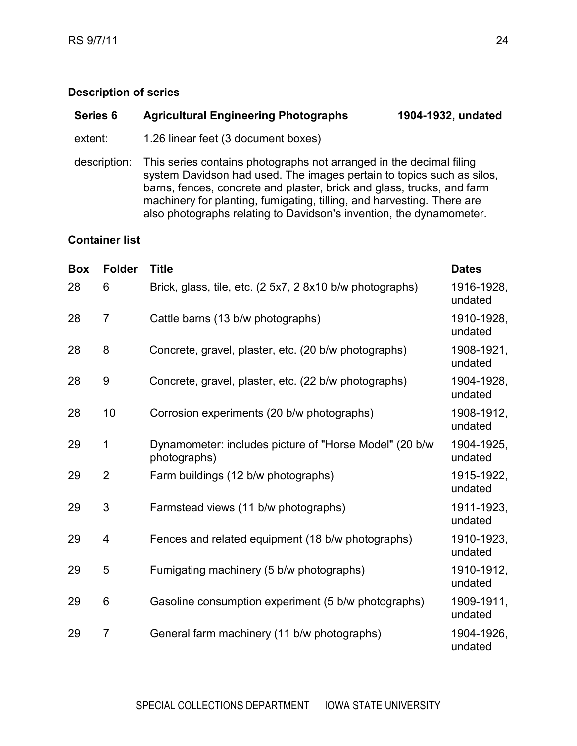## Description of series

**Series 6 Agricultural Engineering Photographs 1904-1932, undated**

extent: 1.26 linear feet (3 document boxes)

description: This series contains photographs not arranged in the decimal filing system Davidson had used. The images pertain to topics such as silos, barns, fences, concrete and plaster, brick and glass, trucks, and farm machinery for planting, fumigating, tilling, and harvesting. There are also photographs relating to Davidson's invention, the dynamometer.

## Container list

| Box | Folder | Title | Dates |
|---|---|---|---|
| 28 | 6 | Brick, glass, tile, etc. (2 5x7, 2 8x10 b/w photographs) | 1916-1928, undated |
| 28 | 7 | Cattle barns (13 b/w photographs) | 1910-1928, undated |
| 28 | 8 | Concrete, gravel, plaster, etc. (20 b/w photographs) | 1908-1921, undated |
| 28 | 9 | Concrete, gravel, plaster, etc. (22 b/w photographs) | 1904-1928, undated |
| 28 | 10 | Corrosion experiments (20 b/w photographs) | 1908-1912, undated |
| 29 | 1 | Dynamometer: includes picture of "Horse Model" (20 b/w photographs) | 1904-1925, undated |
| 29 | 2 | Farm buildings (12 b/w photographs) | 1915-1922, undated |
| 29 | 3 | Farmstead views (11 b/w photographs) | 1911-1923, undated |
| 29 | 4 | Fences and related equipment (18 b/w photographs) | 1910-1923, undated |
| 29 | 5 | Fumigating machinery (5 b/w photographs) | 1910-1912, undated |
| 29 | 6 | Gasoline consumption experiment (5 b/w photographs) | 1909-1911, undated |
| 29 | 7 | General farm machinery (11 b/w photographs) | 1904-1926, undated |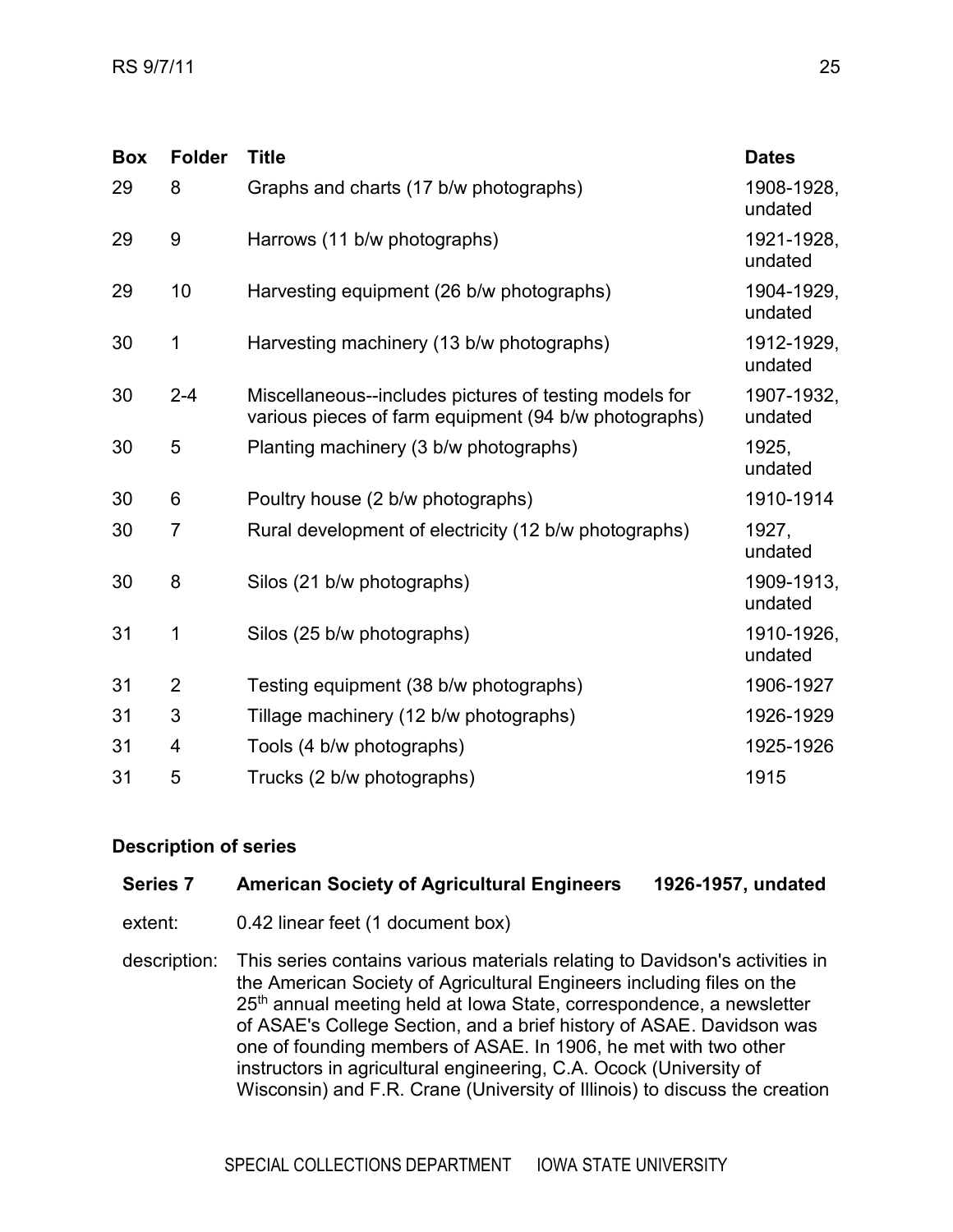| Box | Folder | Title | Dates |
|---|---|---|---|
| 29 | 8 | Graphs and charts (17 b/w photographs) | 1908-1928, undated |
| 29 | 9 | Harrows (11 b/w photographs) | 1921-1928, undated |
| 29 | 10 | Harvesting equipment (26 b/w photographs) | 1904-1929, undated |
| 30 | 1 | Harvesting machinery (13 b/w photographs) | 1912-1929, undated |
| 30 | 2-4 | Miscellaneous--includes pictures of testing models for various pieces of farm equipment (94 b/w photographs) | 1907-1932, undated |
| 30 | 5 | Planting machinery (3 b/w photographs) | 1925, undated |
| 30 | 6 | Poultry house (2 b/w photographs) | 1910-1914 |
| 30 | 7 | Rural development of electricity (12 b/w photographs) | 1927, undated |
| 30 | 8 | Silos (21 b/w photographs) | 1909-1913, undated |
| 31 | 1 | Silos (25 b/w photographs) | 1910-1926, undated |
| 31 | 2 | Testing equipment (38 b/w photographs) | 1906-1927 |
| 31 | 3 | Tillage machinery (12 b/w photographs) | 1926-1929 |
| 31 | 4 | Tools (4 b/w photographs) | 1925-1926 |
| 31 | 5 | Trucks (2 b/w photographs) | 1915 |

### Description of series

**Series 7 American Society of Agricultural Engineers 1926-1957, undated**

extent: 0.42 linear feet (1 document box)

description: This series contains various materials relating to Davidson's activities in the American Society of Agricultural Engineers including files on the 25th annual meeting held at Iowa State, correspondence, a newsletter of ASAE's College Section, and a brief history of ASAE. Davidson was one of founding members of ASAE. In 1906, he met with two other instructors in agricultural engineering, C.A. Ocock (University of Wisconsin) and F.R. Crane (University of Illinois) to discuss the creation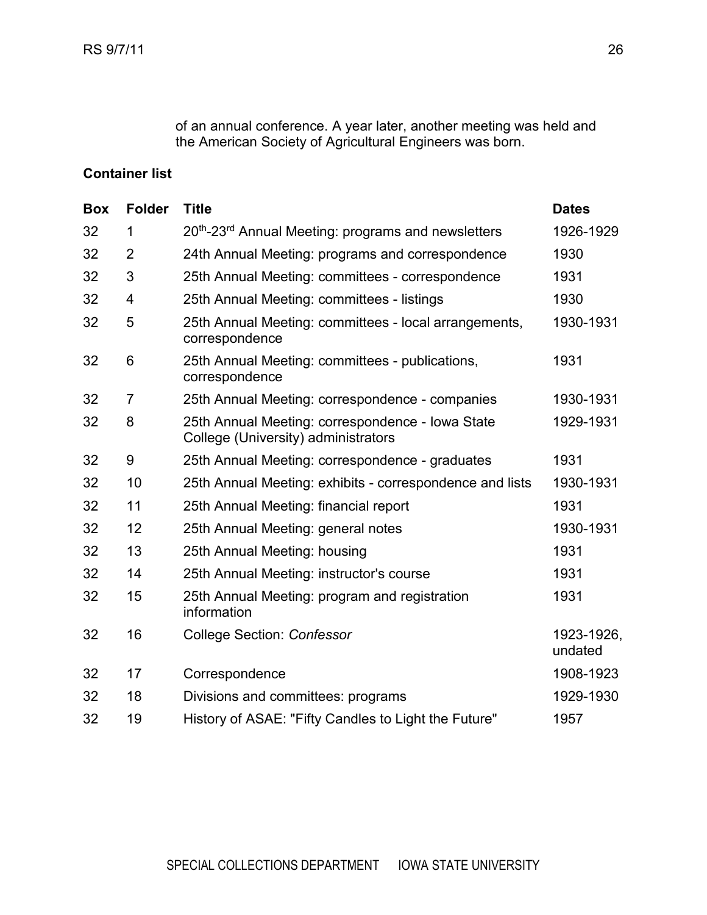of an annual conference. A year later, another meeting was held and the American Society of Agricultural Engineers was born.

**Container list**

| Box | Folder | Title | Dates |
|---|---|---|---|
| 32 | 1 | 20th-23rd Annual Meeting: programs and newsletters | 1926-1929 |
| 32 | 2 | 24th Annual Meeting: programs and correspondence | 1930 |
| 32 | 3 | 25th Annual Meeting: committees - correspondence | 1931 |
| 32 | 4 | 25th Annual Meeting: committees - listings | 1930 |
| 32 | 5 | 25th Annual Meeting: committees - local arrangements, correspondence | 1930-1931 |
| 32 | 6 | 25th Annual Meeting: committees - publications, correspondence | 1931 |
| 32 | 7 | 25th Annual Meeting: correspondence - companies | 1930-1931 |
| 32 | 8 | 25th Annual Meeting: correspondence - Iowa State College (University) administrators | 1929-1931 |
| 32 | 9 | 25th Annual Meeting: correspondence - graduates | 1931 |
| 32 | 10 | 25th Annual Meeting: exhibits - correspondence and lists | 1930-1931 |
| 32 | 11 | 25th Annual Meeting: financial report | 1931 |
| 32 | 12 | 25th Annual Meeting: general notes | 1930-1931 |
| 32 | 13 | 25th Annual Meeting: housing | 1931 |
| 32 | 14 | 25th Annual Meeting: instructor's course | 1931 |
| 32 | 15 | 25th Annual Meeting: program and registration information | 1931 |
| 32 | 16 | College Section: *Confessor* | 1923-1926, undated |
| 32 | 17 | Correspondence | 1908-1923 |
| 32 | 18 | Divisions and committees: programs | 1929-1930 |
| 32 | 19 | History of ASAE: "Fifty Candles to Light the Future" | 1957 |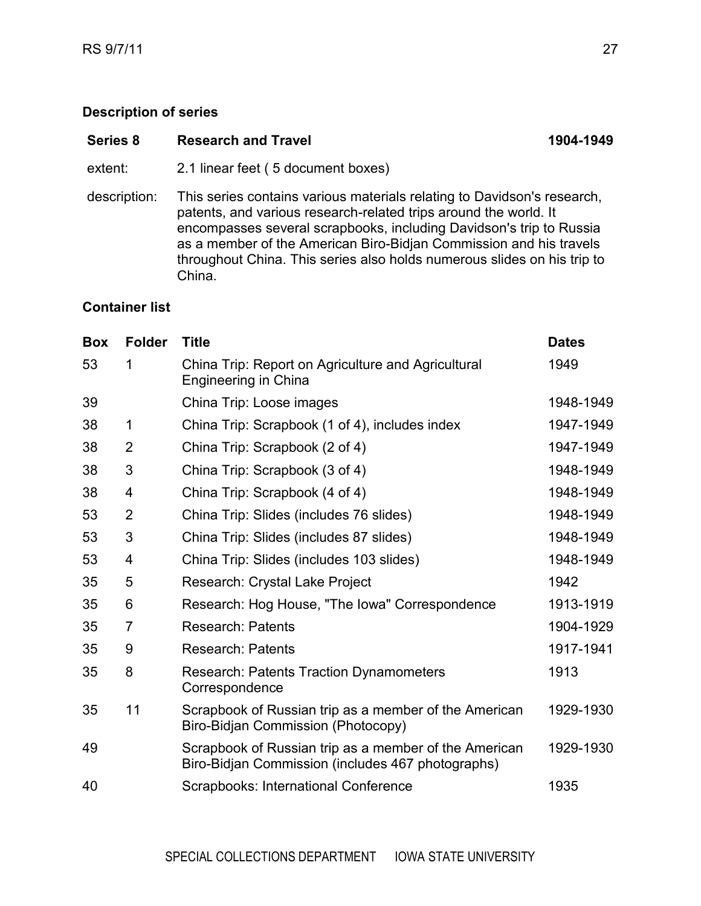## Description of series

| Series 8 | Research and Travel | 1904-1949 |
| --- | --- | --- |
| extent: | 2.1 linear feet ( 5 document boxes) | |
| description: | This series contains various materials relating to Davidson's research, patents, and various research-related trips around the world. It encompasses several scrapbooks, including Davidson's trip to Russia as a member of the American Biro-Bidjan Commission and his travels throughout China. This series also holds numerous slides on his trip to China. | |

## Container list

| Box | Folder | Title | Dates |
| --- | --- | --- | --- |
| 53 | 1 | China Trip: Report on Agriculture and Agricultural Engineering in China | 1949 |
| 39 | | China Trip: Loose images | 1948-1949 |
| 38 | 1 | China Trip: Scrapbook (1 of 4), includes index | 1947-1949 |
| 38 | 2 | China Trip: Scrapbook (2 of 4) | 1947-1949 |
| 38 | 3 | China Trip: Scrapbook (3 of 4) | 1948-1949 |
| 38 | 4 | China Trip: Scrapbook (4 of 4) | 1948-1949 |
| 53 | 2 | China Trip: Slides (includes 76 slides) | 1948-1949 |
| 53 | 3 | China Trip: Slides (includes 87 slides) | 1948-1949 |
| 53 | 4 | China Trip: Slides (includes 103 slides) | 1948-1949 |
| 35 | 5 | Research: Crystal Lake Project | 1942 |
| 35 | 6 | Research: Hog House, "The Iowa" Correspondence | 1913-1919 |
| 35 | 7 | Research: Patents | 1904-1929 |
| 35 | 9 | Research: Patents | 1917-1941 |
| 35 | 8 | Research: Patents Traction Dynamometers Correspondence | 1913 |
| 35 | 11 | Scrapbook of Russian trip as a member of the American Biro-Bidjan Commission (Photocopy) | 1929-1930 |
| 49 | | Scrapbook of Russian trip as a member of the American Biro-Bidjan Commission (includes 467 photographs) | 1929-1930 |
| 40 | | Scrapbooks: International Conference | 1935 |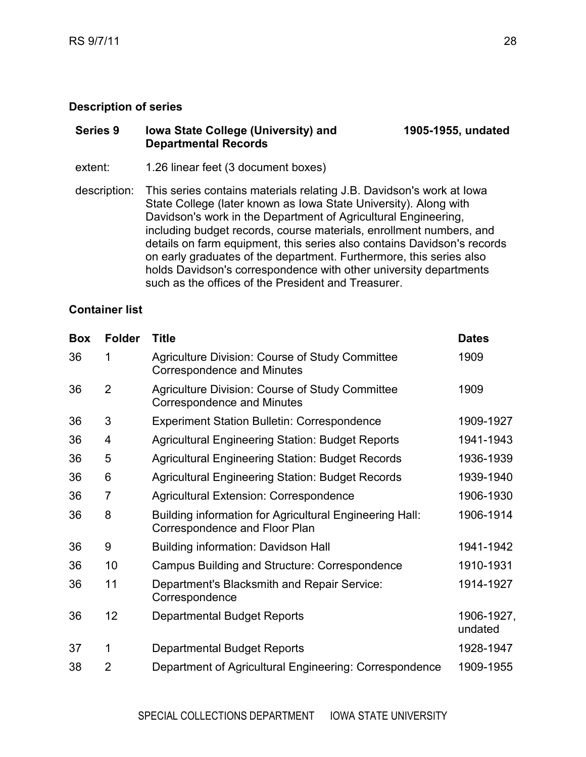## Description of series

**Series 9** **Iowa State College (University) and Departmental Records** **1905-1955, undated**

extent: 1.26 linear feet (3 document boxes)

description: This series contains materials relating J.B. Davidson's work at Iowa State College (later known as Iowa State University). Along with Davidson's work in the Department of Agricultural Engineering, including budget records, course materials, enrollment numbers, and details on farm equipment, this series also contains Davidson's records on early graduates of the department. Furthermore, this series also holds Davidson's correspondence with other university departments such as the offices of the President and Treasurer.

## Container list

| Box | Folder | Title | Dates |
|---|---|---|---|
| 36 | 1 | Agriculture Division: Course of Study Committee Correspondence and Minutes | 1909 |
| 36 | 2 | Agriculture Division: Course of Study Committee Correspondence and Minutes | 1909 |
| 36 | 3 | Experiment Station Bulletin: Correspondence | 1909-1927 |
| 36 | 4 | Agricultural Engineering Station: Budget Reports | 1941-1943 |
| 36 | 5 | Agricultural Engineering Station: Budget Records | 1936-1939 |
| 36 | 6 | Agricultural Engineering Station: Budget Records | 1939-1940 |
| 36 | 7 | Agricultural Extension: Correspondence | 1906-1930 |
| 36 | 8 | Building information for Agricultural Engineering Hall: Correspondence and Floor Plan | 1906-1914 |
| 36 | 9 | Building information: Davidson Hall | 1941-1942 |
| 36 | 10 | Campus Building and Structure: Correspondence | 1910-1931 |
| 36 | 11 | Department's Blacksmith and Repair Service: Correspondence | 1914-1927 |
| 36 | 12 | Departmental Budget Reports | 1906-1927, undated |
| 37 | 1 | Departmental Budget Reports | 1928-1947 |
| 38 | 2 | Department of Agricultural Engineering: Correspondence | 1909-1955 |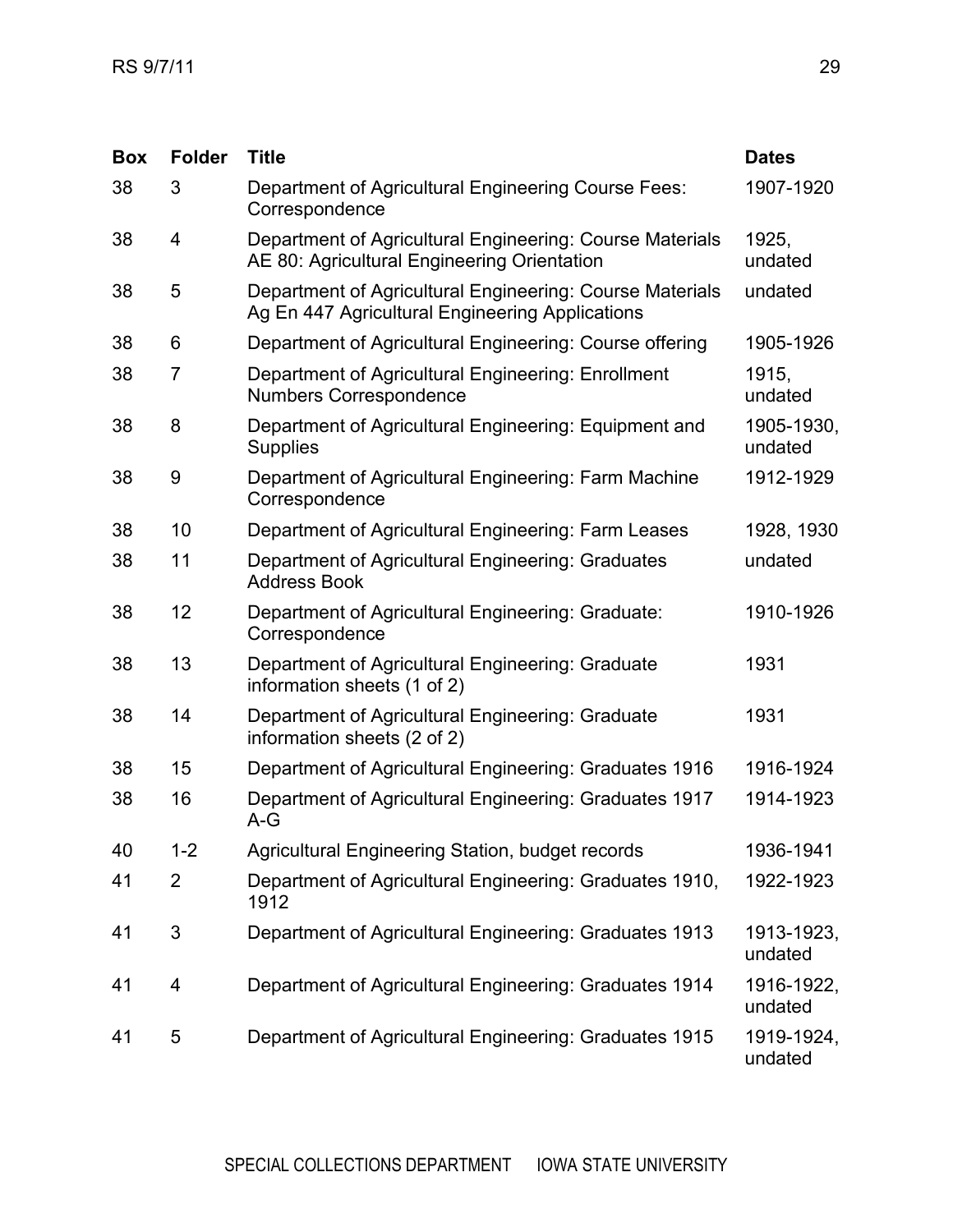| Box | Folder | Title | Dates |
|---|---|---|---|
| 38 | 3 | Department of Agricultural Engineering Course Fees: Correspondence | 1907-1920 |
| 38 | 4 | Department of Agricultural Engineering: Course Materials AE 80: Agricultural Engineering Orientation | 1925, undated |
| 38 | 5 | Department of Agricultural Engineering: Course Materials Ag En 447 Agricultural Engineering Applications | undated |
| 38 | 6 | Department of Agricultural Engineering: Course offering | 1905-1926 |
| 38 | 7 | Department of Agricultural Engineering: Enrollment Numbers Correspondence | 1915, undated |
| 38 | 8 | Department of Agricultural Engineering: Equipment and Supplies | 1905-1930, undated |
| 38 | 9 | Department of Agricultural Engineering: Farm Machine Correspondence | 1912-1929 |
| 38 | 10 | Department of Agricultural Engineering: Farm Leases | 1928, 1930 |
| 38 | 11 | Department of Agricultural Engineering: Graduates Address Book | undated |
| 38 | 12 | Department of Agricultural Engineering: Graduate: Correspondence | 1910-1926 |
| 38 | 13 | Department of Agricultural Engineering: Graduate information sheets (1 of 2) | 1931 |
| 38 | 14 | Department of Agricultural Engineering: Graduate information sheets (2 of 2) | 1931 |
| 38 | 15 | Department of Agricultural Engineering: Graduates 1916 | 1916-1924 |
| 38 | 16 | Department of Agricultural Engineering: Graduates 1917 A-G | 1914-1923 |
| 40 | 1-2 | Agricultural Engineering Station, budget records | 1936-1941 |
| 41 | 2 | Department of Agricultural Engineering: Graduates 1910, 1912 | 1922-1923 |
| 41 | 3 | Department of Agricultural Engineering: Graduates 1913 | 1913-1923, undated |
| 41 | 4 | Department of Agricultural Engineering: Graduates 1914 | 1916-1922, undated |
| 41 | 5 | Department of Agricultural Engineering: Graduates 1915 | 1919-1924, undated |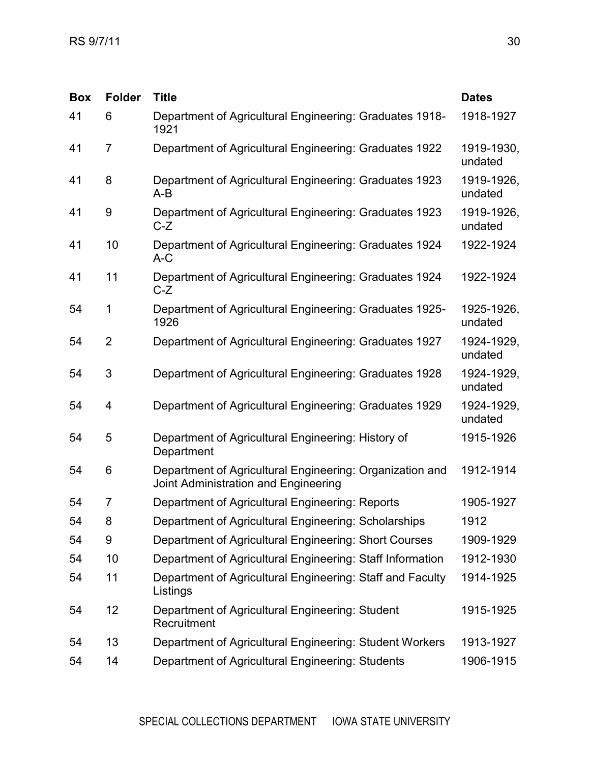| Box | Folder | Title | Dates |
|---|---|---|---|
| 41 | 6 | Department of Agricultural Engineering: Graduates 1918-1921 | 1918-1927 |
| 41 | 7 | Department of Agricultural Engineering: Graduates 1922 | 1919-1930, undated |
| 41 | 8 | Department of Agricultural Engineering: Graduates 1923 A-B | 1919-1926, undated |
| 41 | 9 | Department of Agricultural Engineering: Graduates 1923 C-Z | 1919-1926, undated |
| 41 | 10 | Department of Agricultural Engineering: Graduates 1924 A-C | 1922-1924 |
| 41 | 11 | Department of Agricultural Engineering: Graduates 1924 C-Z | 1922-1924 |
| 54 | 1 | Department of Agricultural Engineering: Graduates 1925-1926 | 1925-1926, undated |
| 54 | 2 | Department of Agricultural Engineering: Graduates 1927 | 1924-1929, undated |
| 54 | 3 | Department of Agricultural Engineering: Graduates 1928 | 1924-1929, undated |
| 54 | 4 | Department of Agricultural Engineering: Graduates 1929 | 1924-1929, undated |
| 54 | 5 | Department of Agricultural Engineering: History of Department | 1915-1926 |
| 54 | 6 | Department of Agricultural Engineering: Organization and Joint Administration and Engineering | 1912-1914 |
| 54 | 7 | Department of Agricultural Engineering: Reports | 1905-1927 |
| 54 | 8 | Department of Agricultural Engineering: Scholarships | 1912 |
| 54 | 9 | Department of Agricultural Engineering: Short Courses | 1909-1929 |
| 54 | 10 | Department of Agricultural Engineering: Staff Information | 1912-1930 |
| 54 | 11 | Department of Agricultural Engineering: Staff and Faculty Listings | 1914-1925 |
| 54 | 12 | Department of Agricultural Engineering: Student Recruitment | 1915-1925 |
| 54 | 13 | Department of Agricultural Engineering: Student Workers | 1913-1927 |
| 54 | 14 | Department of Agricultural Engineering: Students | 1906-1915 |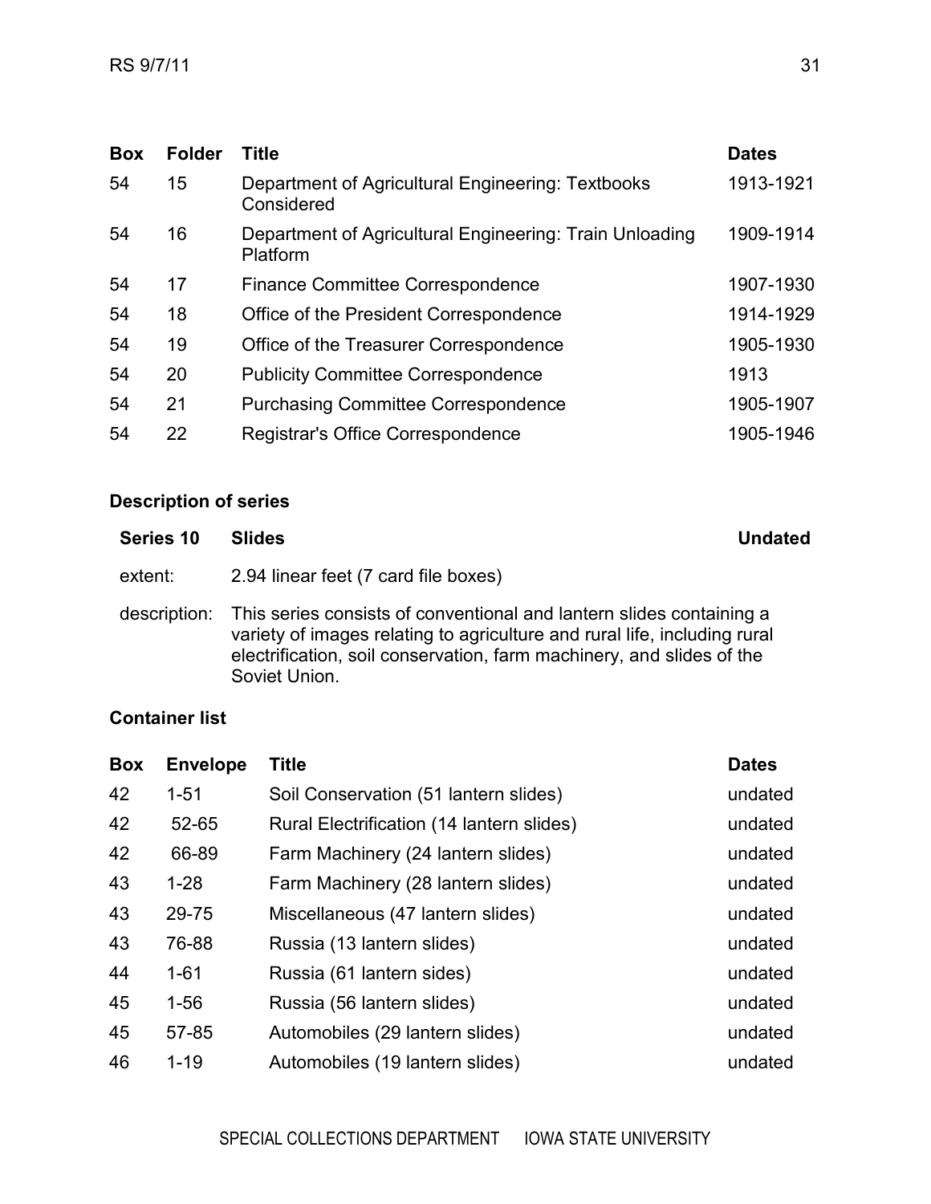| Box | Folder | Title | Dates |
|---|---|---|---|
| 54 | 15 | Department of Agricultural Engineering: Textbooks Considered | 1913-1921 |
| 54 | 16 | Department of Agricultural Engineering: Train Unloading Platform | 1909-1914 |
| 54 | 17 | Finance Committee Correspondence | 1907-1930 |
| 54 | 18 | Office of the President Correspondence | 1914-1929 |
| 54 | 19 | Office of the Treasurer Correspondence | 1905-1930 |
| 54 | 20 | Publicity Committee Correspondence | 1913 |
| 54 | 21 | Purchasing Committee Correspondence | 1905-1907 |
| 54 | 22 | Registrar's Office Correspondence | 1905-1946 |

### Description of series

**Series 10** **Slides** **Undated**

extent: 2.94 linear feet (7 card file boxes)

description: This series consists of conventional and lantern slides containing a variety of images relating to agriculture and rural life, including rural electrification, soil conservation, farm machinery, and slides of the Soviet Union.

### Container list

| Box | Envelope | Title | Dates |
|---|---|---|---|
| 42 | 1-51 | Soil Conservation (51 lantern slides) | undated |
| 42 | 52-65 | Rural Electrification (14 lantern slides) | undated |
| 42 | 66-89 | Farm Machinery (24 lantern slides) | undated |
| 43 | 1-28 | Farm Machinery (28 lantern slides) | undated |
| 43 | 29-75 | Miscellaneous (47 lantern slides) | undated |
| 43 | 76-88 | Russia (13 lantern slides) | undated |
| 44 | 1-61 | Russia (61 lantern sides) | undated |
| 45 | 1-56 | Russia (56 lantern slides) | undated |
| 45 | 57-85 | Automobiles (29 lantern slides) | undated |
| 46 | 1-19 | Automobiles (19 lantern slides) | undated |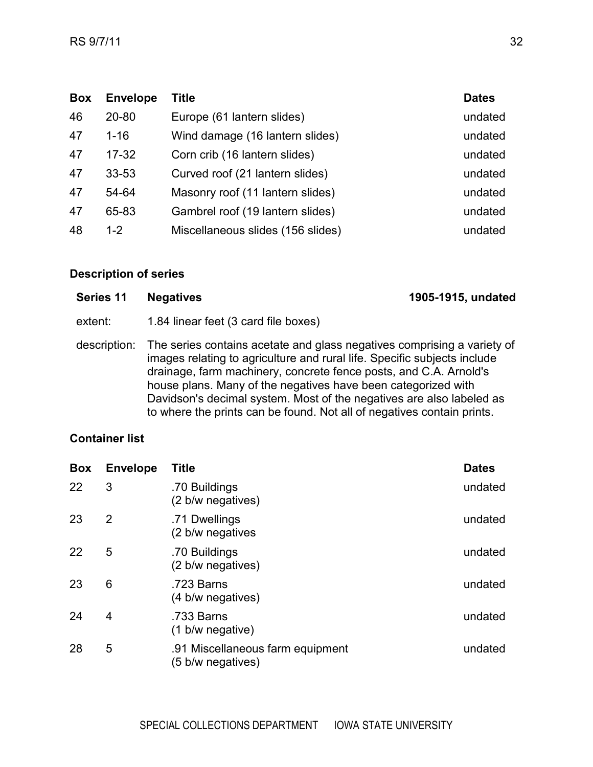| Box | Envelope | Title | Dates |
|---|---|---|---|
| 46 | 20-80 | Europe (61 lantern slides) | undated |
| 47 | 1-16 | Wind damage (16 lantern slides) | undated |
| 47 | 17-32 | Corn crib (16 lantern slides) | undated |
| 47 | 33-53 | Curved roof (21 lantern slides) | undated |
| 47 | 54-64 | Masonry roof (11 lantern slides) | undated |
| 47 | 65-83 | Gambrel roof (19 lantern slides) | undated |
| 48 | 1-2 | Miscellaneous slides (156 slides) | undated |

### Description of series

**Series 11 Negatives** **1905-1915, undated**

extent: 1.84 linear feet (3 card file boxes)

description: The series contains acetate and glass negatives comprising a variety of images relating to agriculture and rural life. Specific subjects include drainage, farm machinery, concrete fence posts, and C.A. Arnold's house plans. Many of the negatives have been categorized with Davidson's decimal system. Most of the negatives are also labeled as to where the prints can be found. Not all of negatives contain prints.

### Container list

| Box | Envelope | Title | Dates |
|---|---|---|---|
| 22 | 3 | .70 Buildings (2 b/w negatives) | undated |
| 23 | 2 | .71 Dwellings (2 b/w negatives | undated |
| 22 | 5 | .70 Buildings (2 b/w negatives) | undated |
| 23 | 6 | .723 Barns (4 b/w negatives) | undated |
| 24 | 4 | .733 Barns (1 b/w negative) | undated |
| 28 | 5 | .91 Miscellaneous farm equipment (5 b/w negatives) | undated |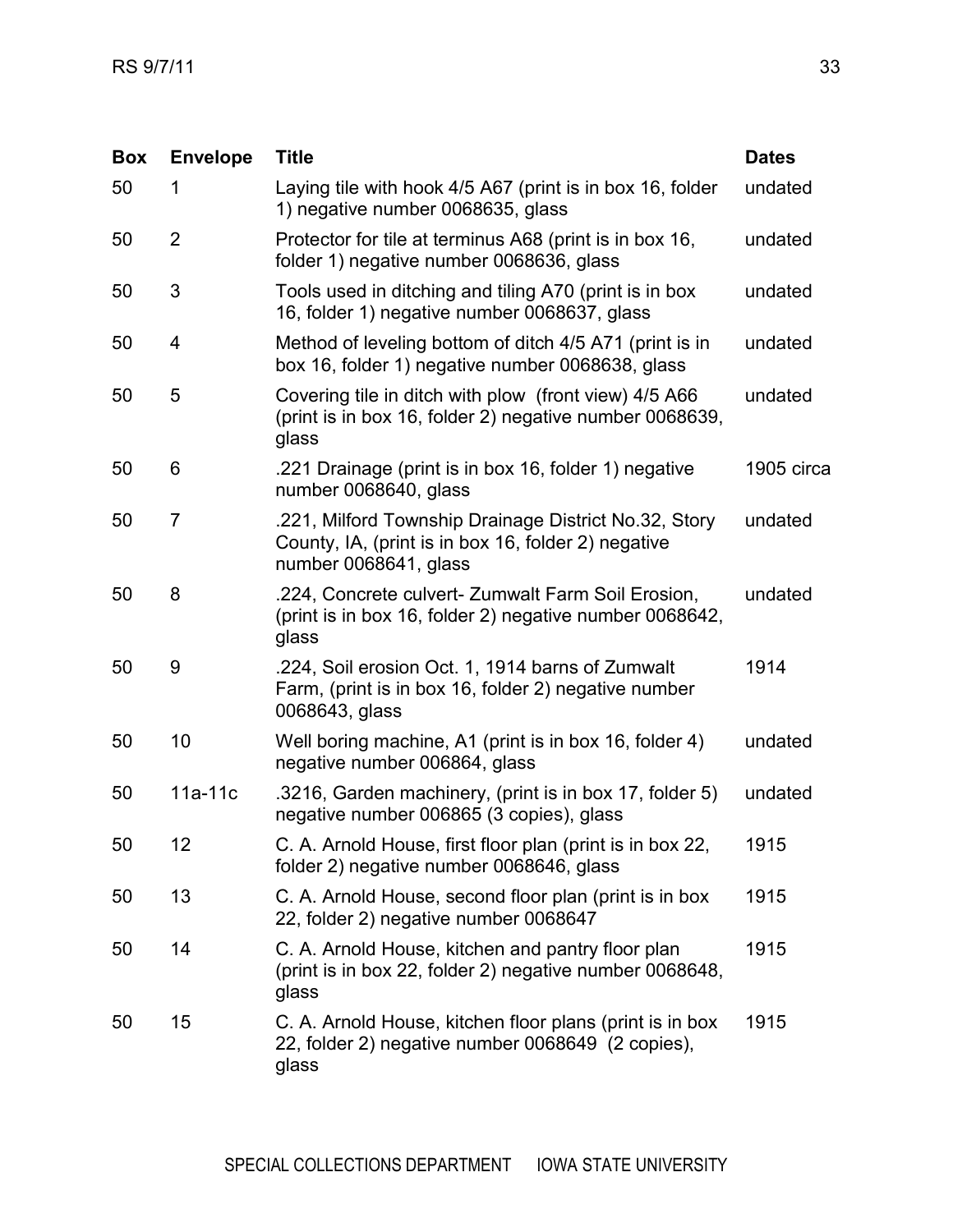| Box | Envelope | Title | Dates |
|---|---|---|---|
| 50 | 1 | Laying tile with hook 4/5 A67 (print is in box 16, folder 1) negative number 0068635, glass | undated |
| 50 | 2 | Protector for tile at terminus A68 (print is in box 16, folder 1) negative number 0068636, glass | undated |
| 50 | 3 | Tools used in ditching and tiling A70 (print is in box 16, folder 1) negative number 0068637, glass | undated |
| 50 | 4 | Method of leveling bottom of ditch 4/5 A71 (print is in box 16, folder 1) negative number 0068638, glass | undated |
| 50 | 5 | Covering tile in ditch with plow (front view) 4/5 A66 (print is in box 16, folder 2) negative number 0068639, glass | undated |
| 50 | 6 | .221 Drainage (print is in box 16, folder 1) negative number 0068640, glass | 1905 circa |
| 50 | 7 | .221, Milford Township Drainage District No.32, Story County, IA, (print is in box 16, folder 2) negative number 0068641, glass | undated |
| 50 | 8 | .224, Concrete culvert- Zumwalt Farm Soil Erosion, (print is in box 16, folder 2) negative number 0068642, glass | undated |
| 50 | 9 | .224, Soil erosion Oct. 1, 1914 barns of Zumwalt Farm, (print is in box 16, folder 2) negative number 0068643, glass | 1914 |
| 50 | 10 | Well boring machine, A1 (print is in box 16, folder 4) negative number 006864, glass | undated |
| 50 | 11a-11c | .3216, Garden machinery, (print is in box 17, folder 5) negative number 006865 (3 copies), glass | undated |
| 50 | 12 | C. A. Arnold House, first floor plan (print is in box 22, folder 2) negative number 0068646, glass | 1915 |
| 50 | 13 | C. A. Arnold House, second floor plan (print is in box 22, folder 2) negative number 0068647 | 1915 |
| 50 | 14 | C. A. Arnold House, kitchen and pantry floor plan (print is in box 22, folder 2) negative number 0068648, glass | 1915 |
| 50 | 15 | C. A. Arnold House, kitchen floor plans (print is in box 22, folder 2) negative number 0068649 (2 copies), glass | 1915 |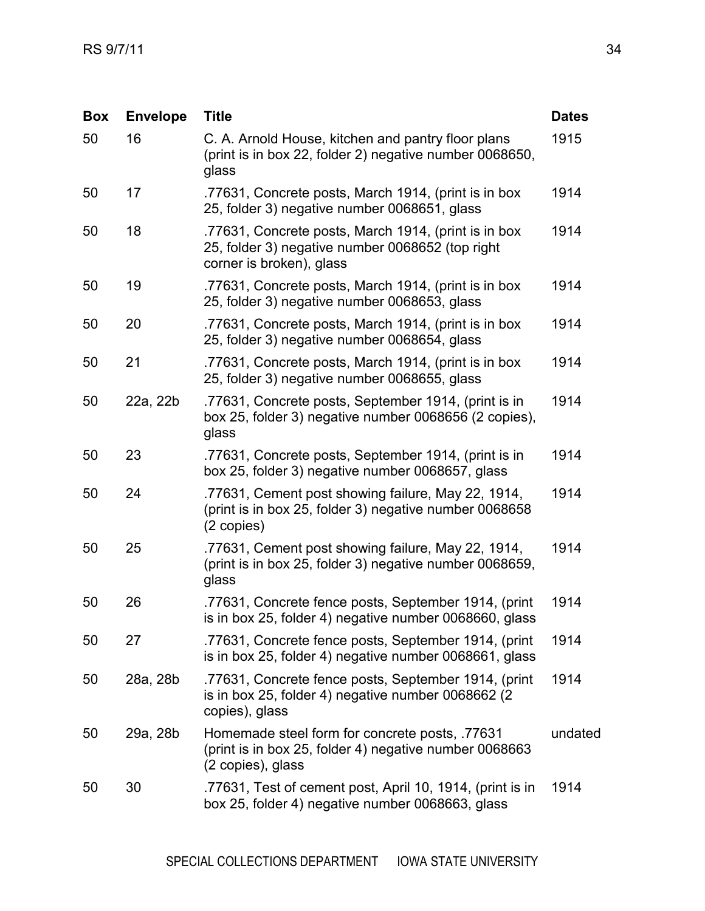| Box | Envelope | Title | Dates |
|---|---|---|---|
| 50 | 16 | C. A. Arnold House, kitchen and pantry floor plans (print is in box 22, folder 2) negative number 0068650, glass | 1915 |
| 50 | 17 | .77631, Concrete posts, March 1914, (print is in box 25, folder 3) negative number 0068651, glass | 1914 |
| 50 | 18 | .77631, Concrete posts, March 1914, (print is in box 25, folder 3) negative number 0068652 (top right corner is broken), glass | 1914 |
| 50 | 19 | .77631, Concrete posts, March 1914, (print is in box 25, folder 3) negative number 0068653, glass | 1914 |
| 50 | 20 | .77631, Concrete posts, March 1914, (print is in box 25, folder 3) negative number 0068654, glass | 1914 |
| 50 | 21 | .77631, Concrete posts, March 1914, (print is in box 25, folder 3) negative number 0068655, glass | 1914 |
| 50 | 22a, 22b | .77631, Concrete posts, September 1914, (print is in box 25, folder 3) negative number 0068656 (2 copies), glass | 1914 |
| 50 | 23 | .77631, Concrete posts, September 1914, (print is in box 25, folder 3) negative number 0068657, glass | 1914 |
| 50 | 24 | .77631, Cement post showing failure, May 22, 1914, (print is in box 25, folder 3) negative number 0068658 (2 copies) | 1914 |
| 50 | 25 | .77631, Cement post showing failure, May 22, 1914, (print is in box 25, folder 3) negative number 0068659, glass | 1914 |
| 50 | 26 | .77631, Concrete fence posts, September 1914, (print is in box 25, folder 4) negative number 0068660, glass | 1914 |
| 50 | 27 | .77631, Concrete fence posts, September 1914, (print is in box 25, folder 4) negative number 0068661, glass | 1914 |
| 50 | 28a, 28b | .77631, Concrete fence posts, September 1914, (print is in box 25, folder 4) negative number 0068662 (2 copies), glass | 1914 |
| 50 | 29a, 28b | Homemade steel form for concrete posts, .77631 (print is in box 25, folder 4) negative number 0068663 (2 copies), glass | undated |
| 50 | 30 | .77631, Test of cement post, April 10, 1914, (print is in box 25, folder 4) negative number 0068663, glass | 1914 |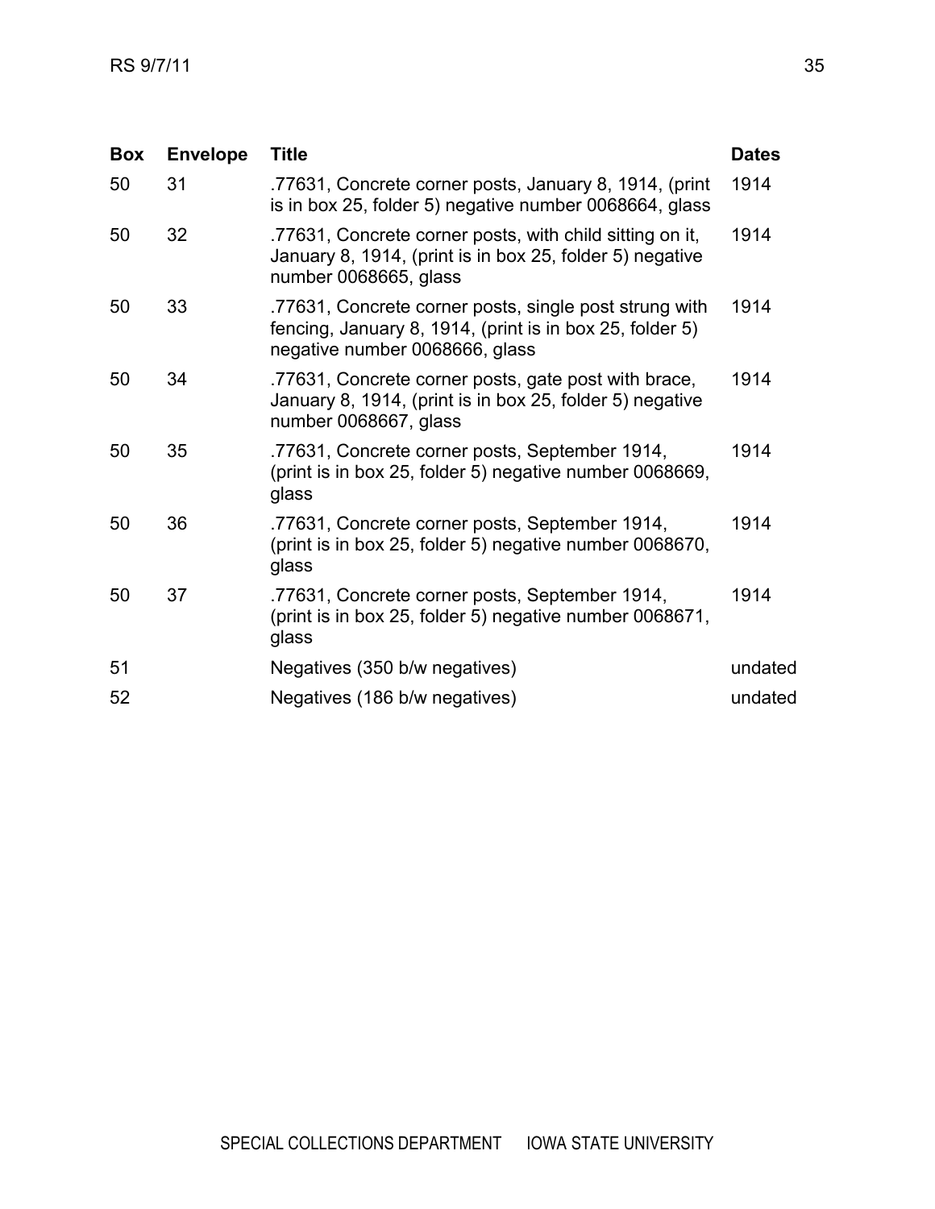| Box | Envelope | Title | Dates |
|---|---|---|---|
| 50 | 31 | .77631, Concrete corner posts, January 8, 1914, (print is in box 25, folder 5) negative number 0068664, glass | 1914 |
| 50 | 32 | .77631, Concrete corner posts, with child sitting on it, January 8, 1914, (print is in box 25, folder 5) negative number 0068665, glass | 1914 |
| 50 | 33 | .77631, Concrete corner posts, single post strung with fencing, January 8, 1914, (print is in box 25, folder 5) negative number 0068666, glass | 1914 |
| 50 | 34 | .77631, Concrete corner posts, gate post with brace, January 8, 1914, (print is in box 25, folder 5) negative number 0068667, glass | 1914 |
| 50 | 35 | .77631, Concrete corner posts, September 1914, (print is in box 25, folder 5) negative number 0068669, glass | 1914 |
| 50 | 36 | .77631, Concrete corner posts, September 1914, (print is in box 25, folder 5) negative number 0068670, glass | 1914 |
| 50 | 37 | .77631, Concrete corner posts, September 1914, (print is in box 25, folder 5) negative number 0068671, glass | 1914 |
| 51 | | Negatives (350 b/w negatives) | undated |
| 52 | | Negatives (186 b/w negatives) | undated |